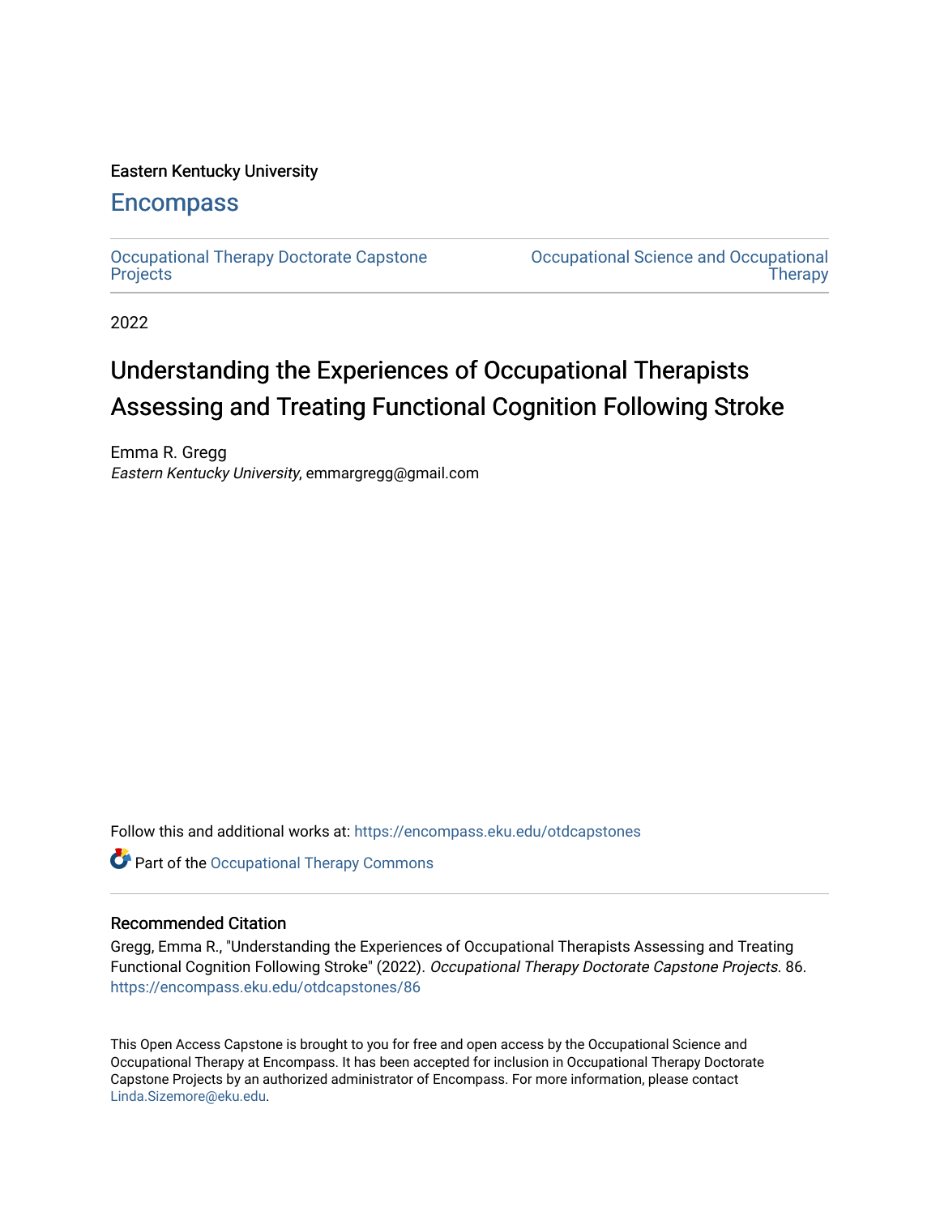Eastern Kentucky University

# Encompass

Occupational Therapy Doctorate Capstone Projects

Occupational Science and Occupational Therapy

2022

# Understanding the Experiences of Occupational Therapists Assessing and Treating Functional Cognition Following Stroke

Emma R. Gregg
*Eastern Kentucky University*, emmargregg@gmail.com

Follow this and additional works at: https://encompass.eku.edu/otdcapstones

Part of the Occupational Therapy Commons

## Recommended Citation

Gregg, Emma R., "Understanding the Experiences of Occupational Therapists Assessing and Treating Functional Cognition Following Stroke" (2022). *Occupational Therapy Doctorate Capstone Projects*. 86.
https://encompass.eku.edu/otdcapstones/86

This Open Access Capstone is brought to you for free and open access by the Occupational Science and Occupational Therapy at Encompass. It has been accepted for inclusion in Occupational Therapy Doctorate Capstone Projects by an authorized administrator of Encompass. For more information, please contact Linda.Sizemore@eku.edu.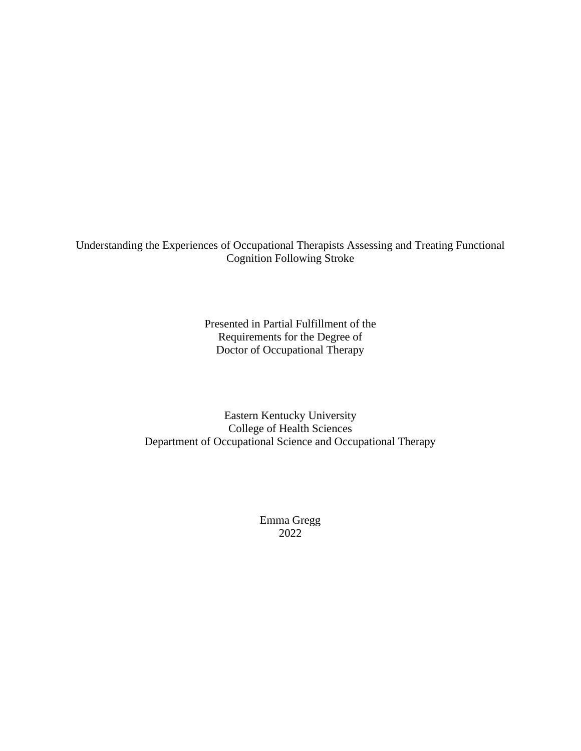Understanding the Experiences of Occupational Therapists Assessing and Treating Functional Cognition Following Stroke

Presented in Partial Fulfillment of the
Requirements for the Degree of
Doctor of Occupational Therapy

Eastern Kentucky University
College of Health Sciences
Department of Occupational Science and Occupational Therapy

Emma Gregg
2022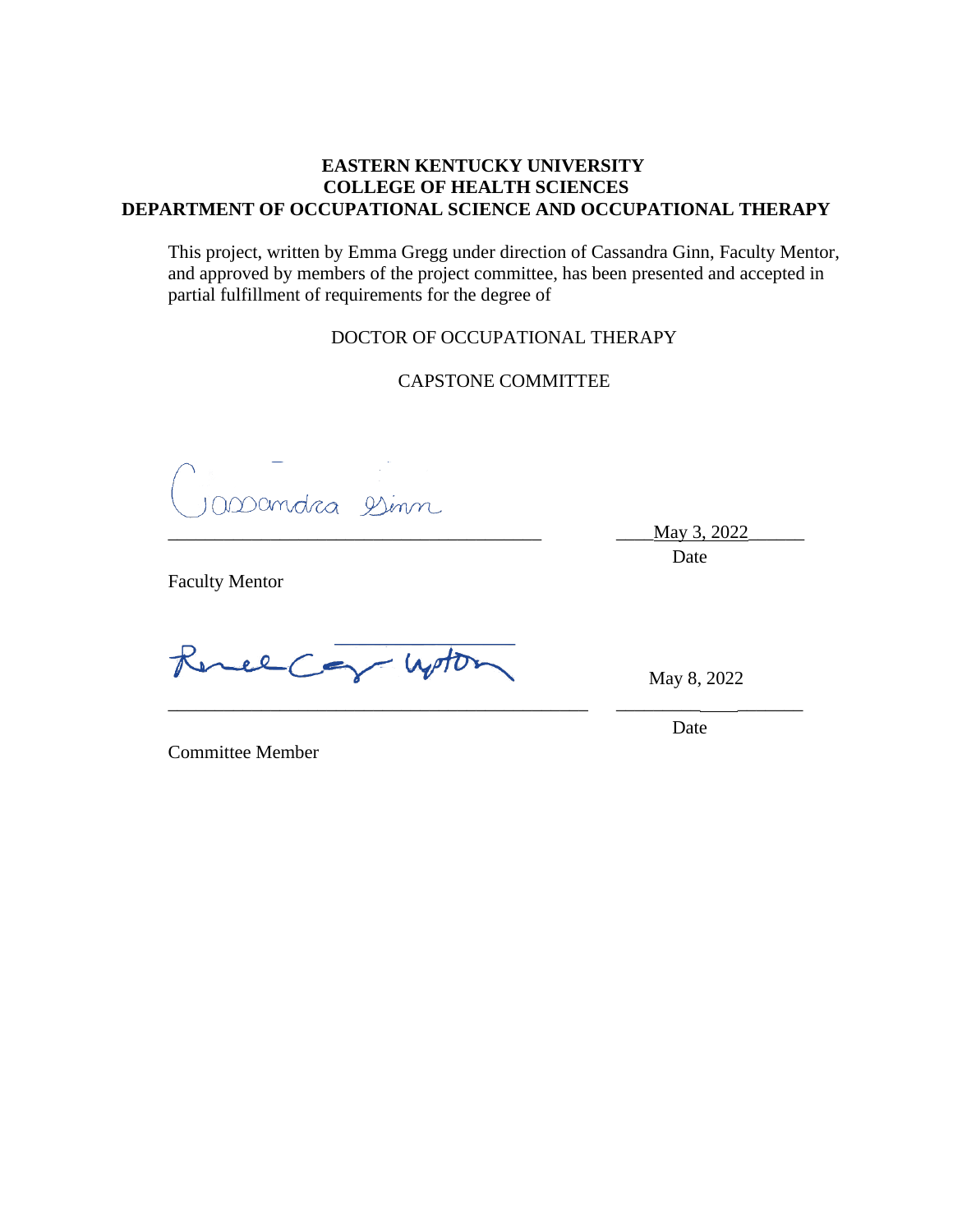**EASTERN KENTUCKY UNIVERSITY**
**COLLEGE OF HEALTH SCIENCES**
**DEPARTMENT OF OCCUPATIONAL SCIENCE AND OCCUPATIONAL THERAPY**

This project, written by Emma Gregg under direction of Cassandra Ginn, Faculty Mentor, and approved by members of the project committee, has been presented and accepted in partial fulfillment of requirements for the degree of

DOCTOR OF OCCUPATIONAL THERAPY

CAPSTONE COMMITTEE

Cassandra Ginn
_________________________________________ ____May 3, 2022______

Date

Faculty Mentor

_________________________________________ May 8, 2022

Date

Committee Member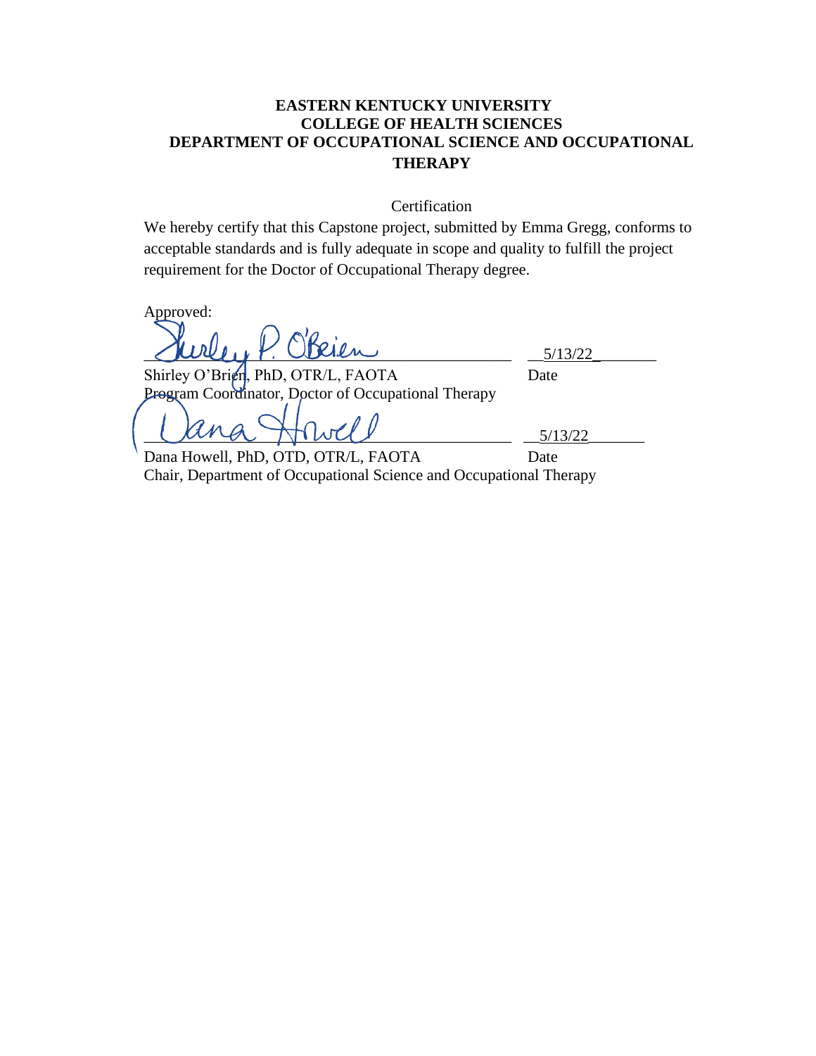**EASTERN KENTUCKY UNIVERSITY**
**COLLEGE OF HEALTH SCIENCES**
**DEPARTMENT OF OCCUPATIONAL SCIENCE AND OCCUPATIONAL THERAPY**

Certification

We hereby certify that this Capstone project, submitted by Emma Gregg, conforms to acceptable standards and is fully adequate in scope and quality to fulfill the project requirement for the Doctor of Occupational Therapy degree.

Approved:

_______________________________________ __5/13/22________

Shirley O'Brien, PhD, OTR/L, FAOTA Date

Program Coordinator, Doctor of Occupational Therapy

_______________________________________ __5/13/22_______

Dana Howell, PhD, OTD, OTR/L, FAOTA Date

Chair, Department of Occupational Science and Occupational Therapy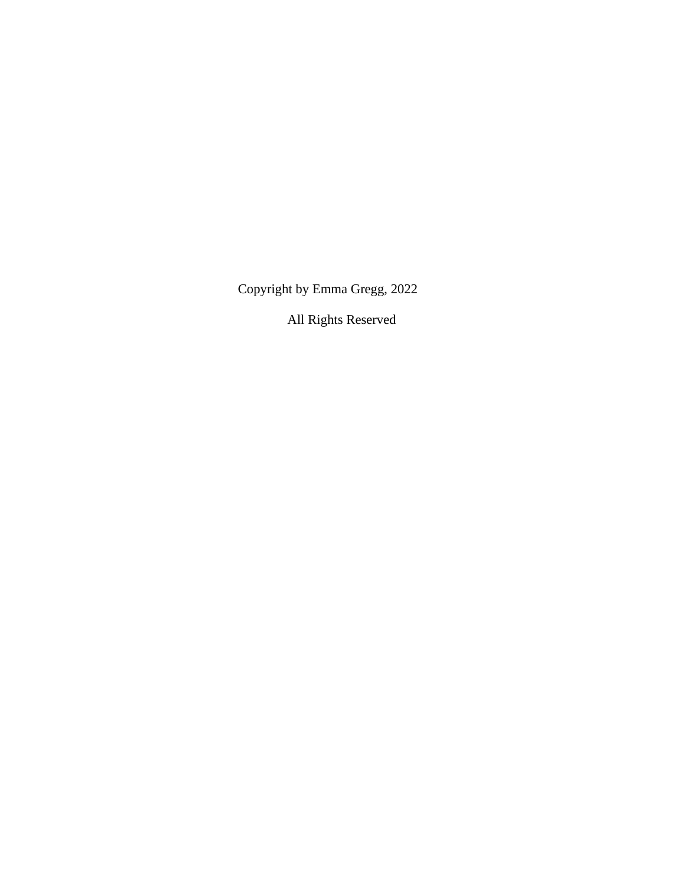Copyright by Emma Gregg, 2022

All Rights Reserved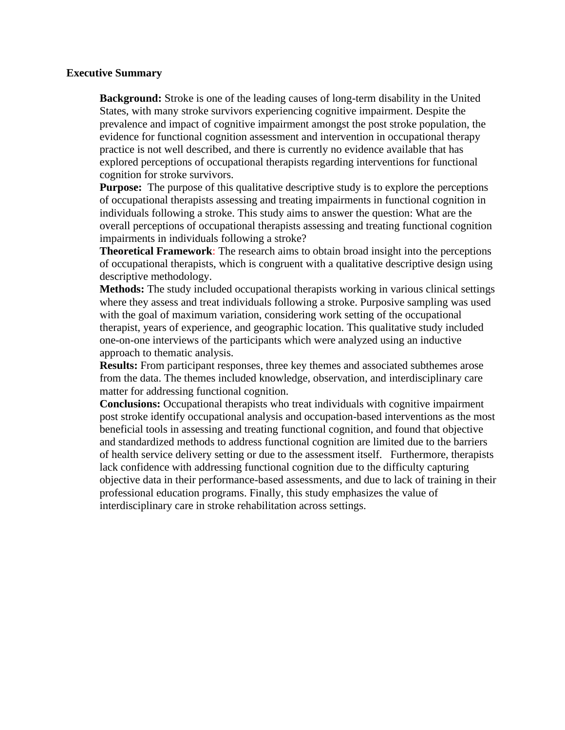## Executive Summary

**Background:** Stroke is one of the leading causes of long-term disability in the United States, with many stroke survivors experiencing cognitive impairment. Despite the prevalence and impact of cognitive impairment amongst the post stroke population, the evidence for functional cognition assessment and intervention in occupational therapy practice is not well described, and there is currently no evidence available that has explored perceptions of occupational therapists regarding interventions for functional cognition for stroke survivors.

**Purpose:** The purpose of this qualitative descriptive study is to explore the perceptions of occupational therapists assessing and treating impairments in functional cognition in individuals following a stroke. This study aims to answer the question: What are the overall perceptions of occupational therapists assessing and treating functional cognition impairments in individuals following a stroke?

**Theoretical Framework**: The research aims to obtain broad insight into the perceptions of occupational therapists, which is congruent with a qualitative descriptive design using descriptive methodology.

**Methods:** The study included occupational therapists working in various clinical settings where they assess and treat individuals following a stroke. Purposive sampling was used with the goal of maximum variation, considering work setting of the occupational therapist, years of experience, and geographic location. This qualitative study included one-on-one interviews of the participants which were analyzed using an inductive approach to thematic analysis.

**Results:** From participant responses, three key themes and associated subthemes arose from the data. The themes included knowledge, observation, and interdisciplinary care matter for addressing functional cognition.

**Conclusions:** Occupational therapists who treat individuals with cognitive impairment post stroke identify occupational analysis and occupation-based interventions as the most beneficial tools in assessing and treating functional cognition, and found that objective and standardized methods to address functional cognition are limited due to the barriers of health service delivery setting or due to the assessment itself. Furthermore, therapists lack confidence with addressing functional cognition due to the difficulty capturing objective data in their performance-based assessments, and due to lack of training in their professional education programs. Finally, this study emphasizes the value of interdisciplinary care in stroke rehabilitation across settings.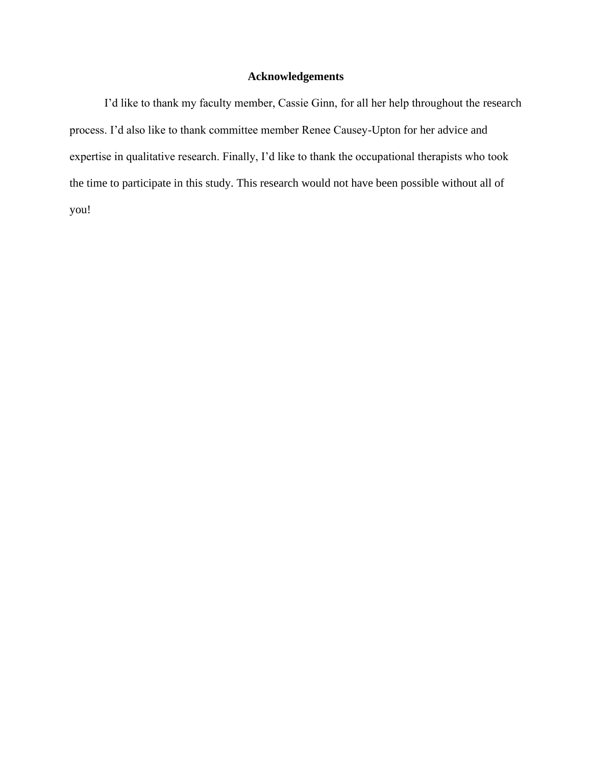# Acknowledgements

I'd like to thank my faculty member, Cassie Ginn, for all her help throughout the research process. I'd also like to thank committee member Renee Causey-Upton for her advice and expertise in qualitative research. Finally, I'd like to thank the occupational therapists who took the time to participate in this study. This research would not have been possible without all of you!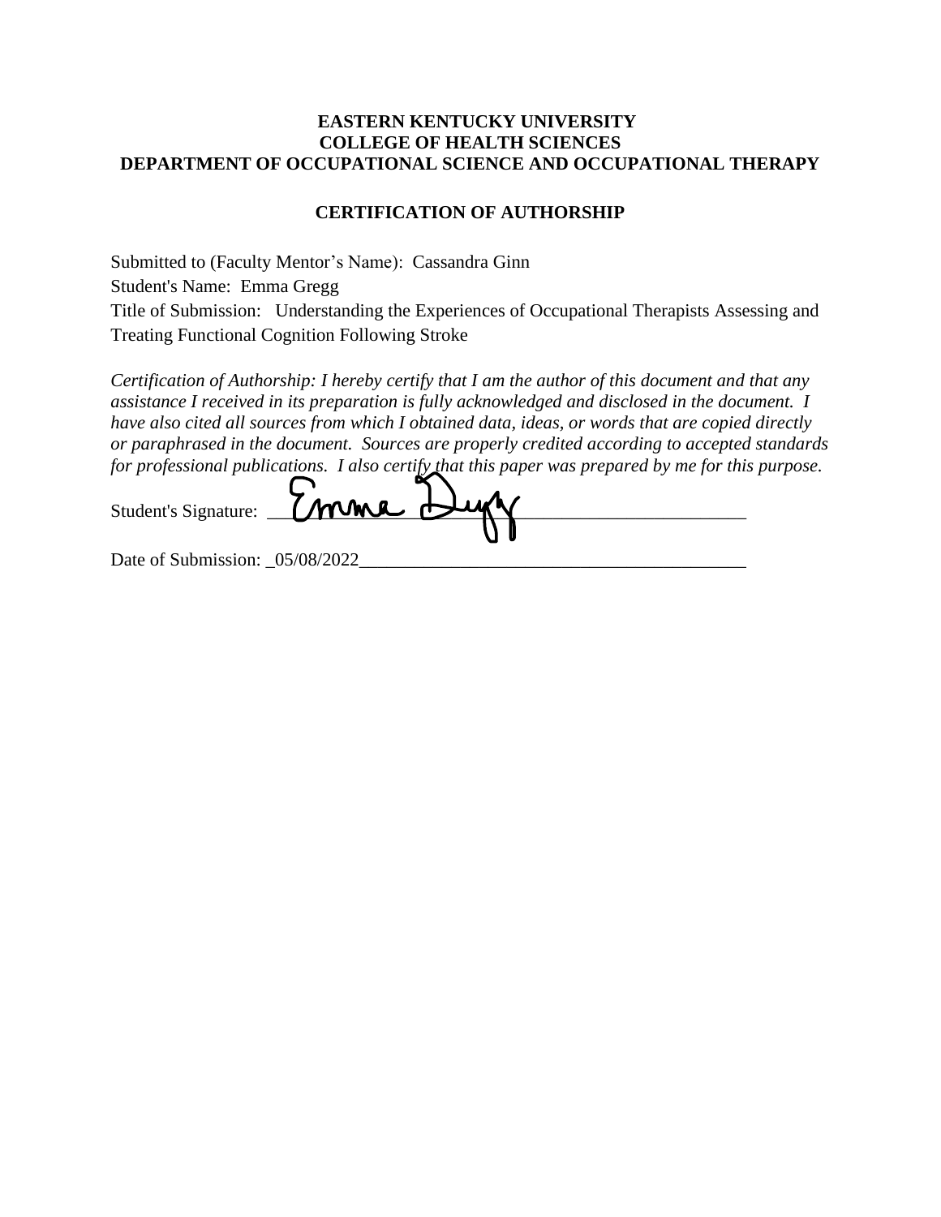**EASTERN KENTUCKY UNIVERSITY**
**COLLEGE OF HEALTH SCIENCES**
**DEPARTMENT OF OCCUPATIONAL SCIENCE AND OCCUPATIONAL THERAPY**

**CERTIFICATION OF AUTHORSHIP**

Submitted to (Faculty Mentor's Name): Cassandra Ginn

Student's Name: Emma Gregg

Title of Submission: Understanding the Experiences of Occupational Therapists Assessing and Treating Functional Cognition Following Stroke

*Certification of Authorship: I hereby certify that I am the author of this document and that any assistance I received in its preparation is fully acknowledged and disclosed in the document. I have also cited all sources from which I obtained data, ideas, or words that are copied directly or paraphrased in the document. Sources are properly credited according to accepted standards for professional publications. I also certify that this paper was prepared by me for this purpose.*

Student's Signature: Emma Gregg

Date of Submission: 05/08/2022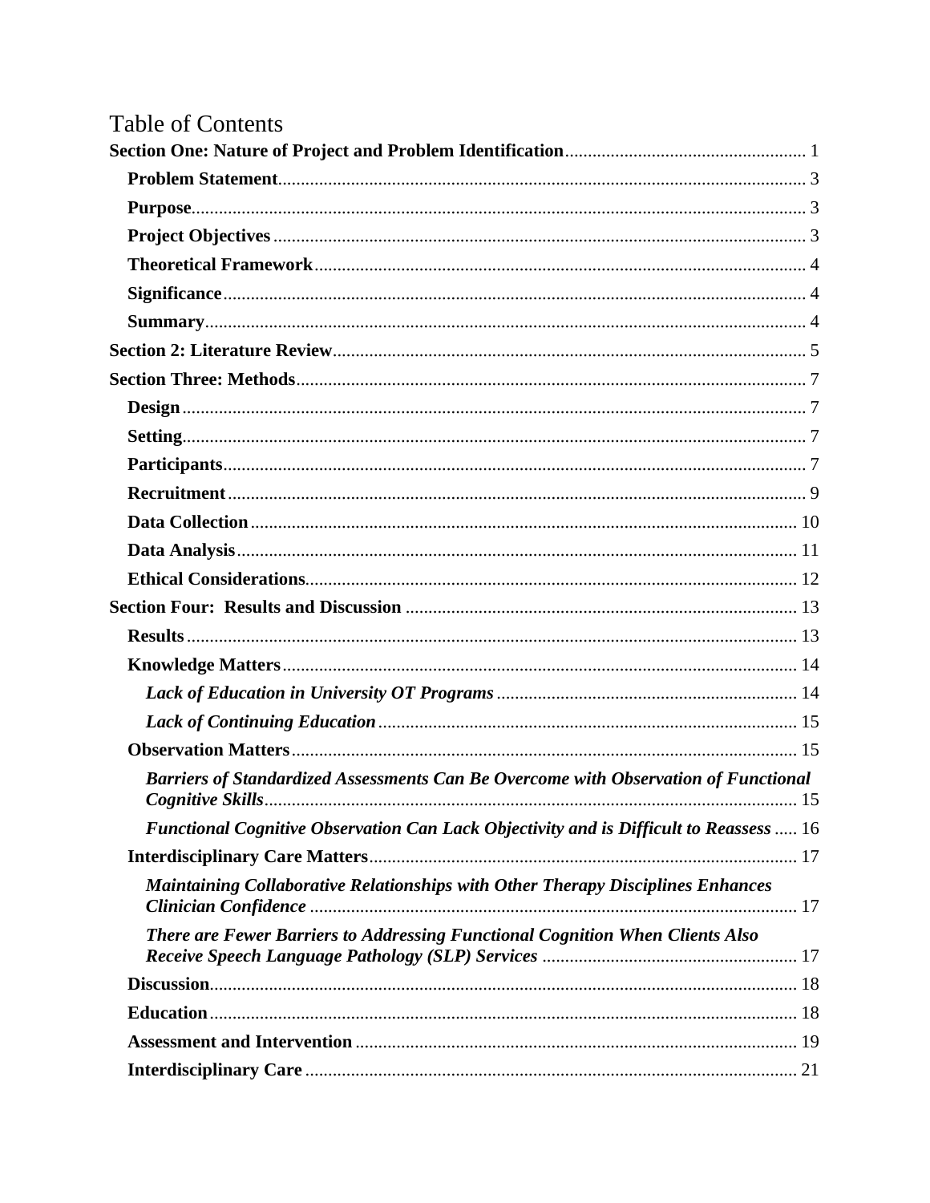# Table of Contents

**Section One: Nature of Project and Problem Identification** .... 1

- **Problem Statement** .... 3
- **Purpose** .... 3
- **Project Objectives** .... 3
- **Theoretical Framework** .... 4
- **Significance** .... 4
- **Summary** .... 4

**Section 2: Literature Review** .... 5

**Section Three: Methods** .... 7

- **Design** .... 7
- **Setting** .... 7
- **Participants** .... 7
- **Recruitment** .... 9
- **Data Collection** .... 10
- **Data Analysis** .... 11
- **Ethical Considerations** .... 12

**Section Four: Results and Discussion** .... 13

- **Results** .... 13
- **Knowledge Matters** .... 14
  - ***Lack of Education in University OT Programs*** .... 14
  - ***Lack of Continuing Education*** .... 15
- **Observation Matters** .... 15
  - ***Barriers of Standardized Assessments Can Be Overcome with Observation of Functional Cognitive Skills*** .... 15
  - ***Functional Cognitive Observation Can Lack Objectivity and is Difficult to Reassess*** .... 16
- **Interdisciplinary Care Matters** .... 17
  - ***Maintaining Collaborative Relationships with Other Therapy Disciplines Enhances Clinician Confidence*** .... 17
  - ***There are Fewer Barriers to Addressing Functional Cognition When Clients Also Receive Speech Language Pathology (SLP) Services*** .... 17
- **Discussion** .... 18
- **Education** .... 18
- **Assessment and Intervention** .... 19
- **Interdisciplinary Care** .... 21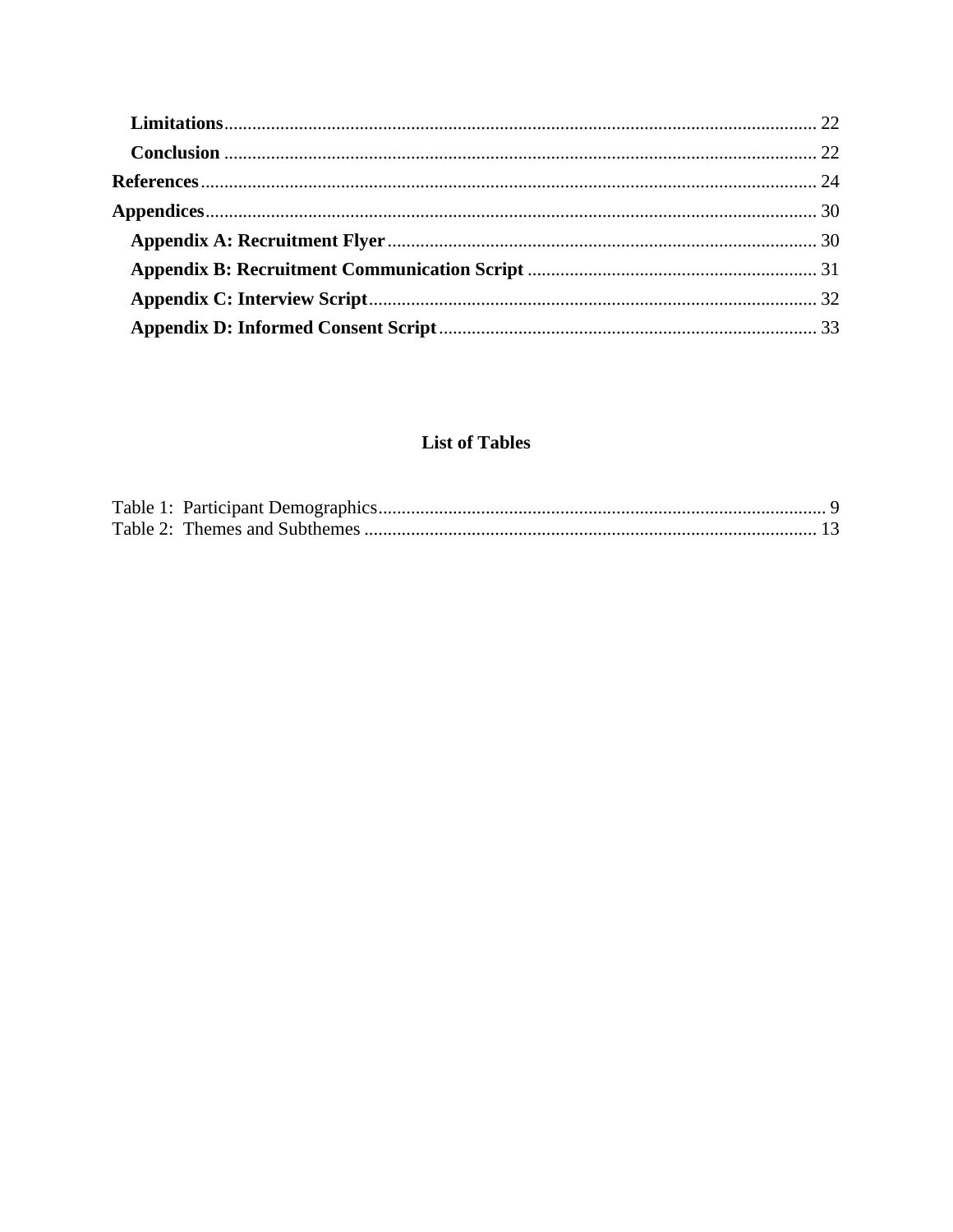**Limitations** .......... 22

**Conclusion** .......... 22

**References** .......... 24

**Appendices** .......... 30

**Appendix A: Recruitment Flyer** .......... 30

**Appendix B: Recruitment Communication Script** .......... 31

**Appendix C: Interview Script** .......... 32

**Appendix D: Informed Consent Script** .......... 33

## List of Tables

Table 1: Participant Demographics .......... 9

Table 2: Themes and Subthemes .......... 13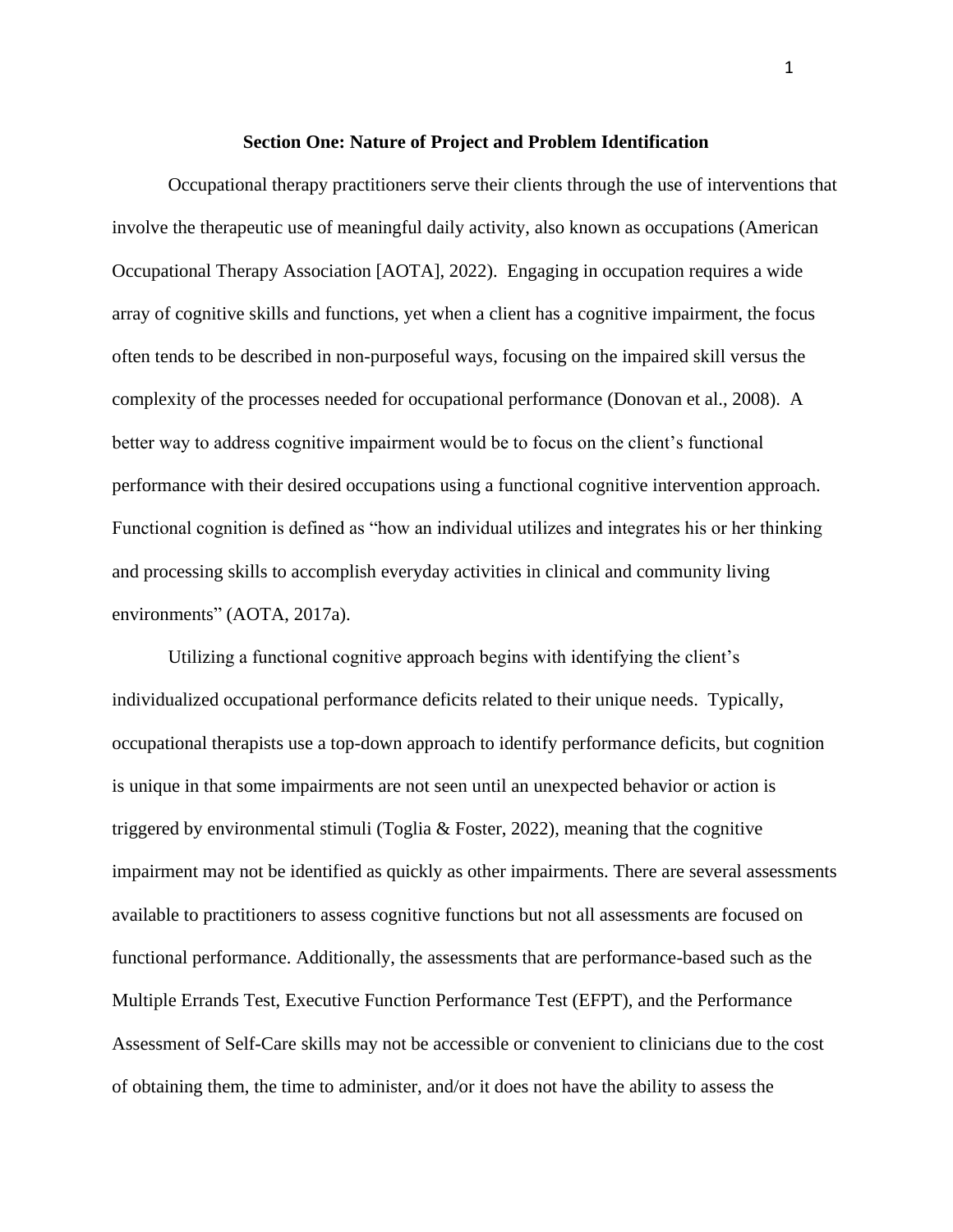## Section One: Nature of Project and Problem Identification

Occupational therapy practitioners serve their clients through the use of interventions that involve the therapeutic use of meaningful daily activity, also known as occupations (American Occupational Therapy Association [AOTA], 2022). Engaging in occupation requires a wide array of cognitive skills and functions, yet when a client has a cognitive impairment, the focus often tends to be described in non-purposeful ways, focusing on the impaired skill versus the complexity of the processes needed for occupational performance (Donovan et al., 2008). A better way to address cognitive impairment would be to focus on the client's functional performance with their desired occupations using a functional cognitive intervention approach. Functional cognition is defined as "how an individual utilizes and integrates his or her thinking and processing skills to accomplish everyday activities in clinical and community living environments" (AOTA, 2017a).

Utilizing a functional cognitive approach begins with identifying the client's individualized occupational performance deficits related to their unique needs. Typically, occupational therapists use a top-down approach to identify performance deficits, but cognition is unique in that some impairments are not seen until an unexpected behavior or action is triggered by environmental stimuli (Toglia & Foster, 2022), meaning that the cognitive impairment may not be identified as quickly as other impairments. There are several assessments available to practitioners to assess cognitive functions but not all assessments are focused on functional performance. Additionally, the assessments that are performance-based such as the Multiple Errands Test, Executive Function Performance Test (EFPT), and the Performance Assessment of Self-Care skills may not be accessible or convenient to clinicians due to the cost of obtaining them, the time to administer, and/or it does not have the ability to assess the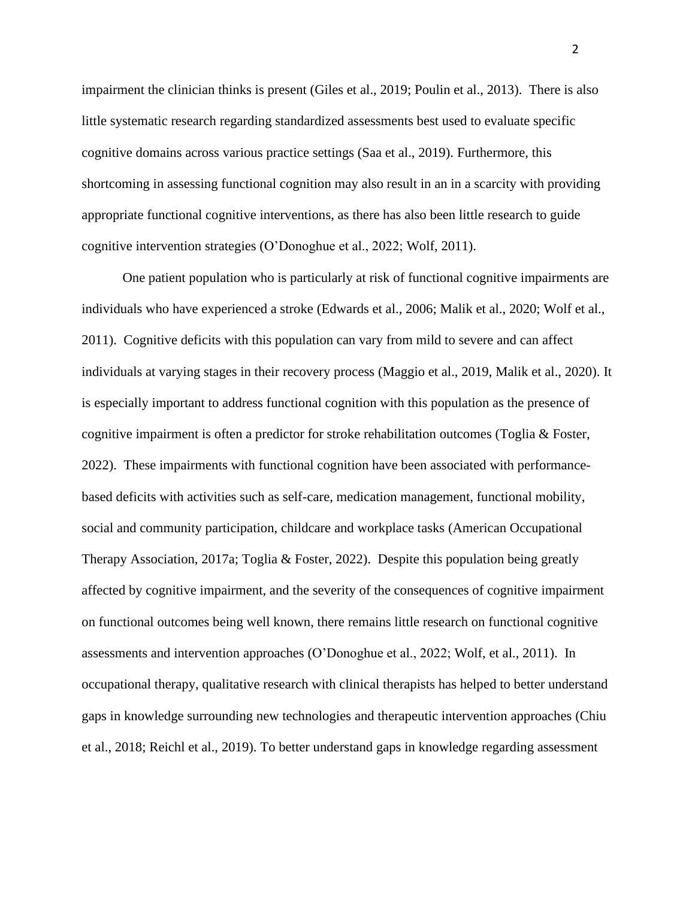impairment the clinician thinks is present (Giles et al., 2019; Poulin et al., 2013). There is also little systematic research regarding standardized assessments best used to evaluate specific cognitive domains across various practice settings (Saa et al., 2019). Furthermore, this shortcoming in assessing functional cognition may also result in an in a scarcity with providing appropriate functional cognitive interventions, as there has also been little research to guide cognitive intervention strategies (O'Donoghue et al., 2022; Wolf, 2011).

One patient population who is particularly at risk of functional cognitive impairments are individuals who have experienced a stroke (Edwards et al., 2006; Malik et al., 2020; Wolf et al., 2011). Cognitive deficits with this population can vary from mild to severe and can affect individuals at varying stages in their recovery process (Maggio et al., 2019, Malik et al., 2020). It is especially important to address functional cognition with this population as the presence of cognitive impairment is often a predictor for stroke rehabilitation outcomes (Toglia & Foster, 2022). These impairments with functional cognition have been associated with performance-based deficits with activities such as self-care, medication management, functional mobility, social and community participation, childcare and workplace tasks (American Occupational Therapy Association, 2017a; Toglia & Foster, 2022). Despite this population being greatly affected by cognitive impairment, and the severity of the consequences of cognitive impairment on functional outcomes being well known, there remains little research on functional cognitive assessments and intervention approaches (O'Donoghue et al., 2022; Wolf, et al., 2011). In occupational therapy, qualitative research with clinical therapists has helped to better understand gaps in knowledge surrounding new technologies and therapeutic intervention approaches (Chiu et al., 2018; Reichl et al., 2019). To better understand gaps in knowledge regarding assessment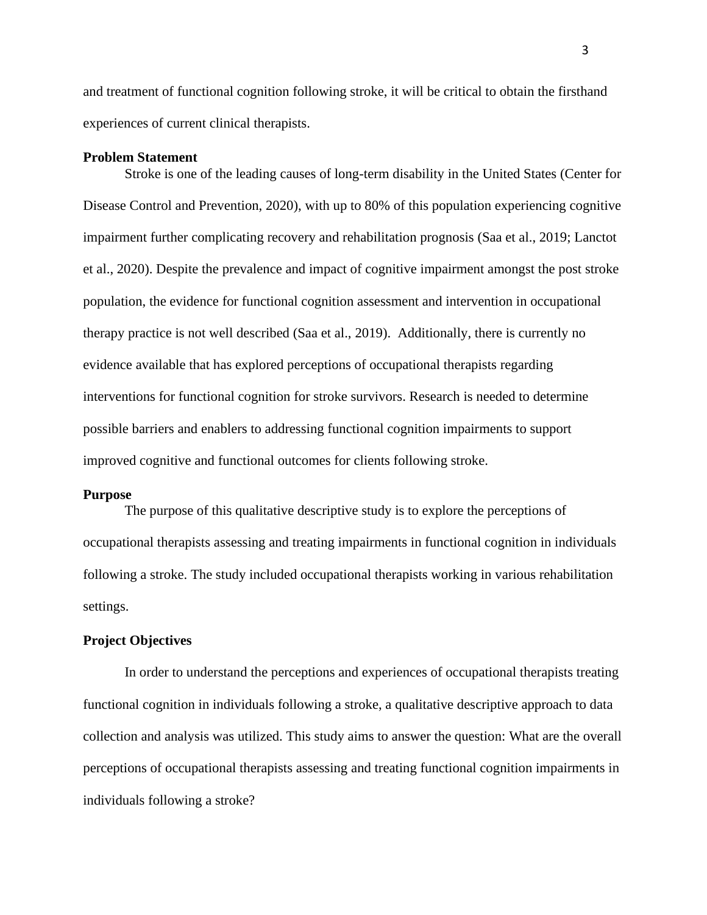and treatment of functional cognition following stroke, it will be critical to obtain the firsthand experiences of current clinical therapists.

## Problem Statement

Stroke is one of the leading causes of long-term disability in the United States (Center for Disease Control and Prevention, 2020), with up to 80% of this population experiencing cognitive impairment further complicating recovery and rehabilitation prognosis (Saa et al., 2019; Lanctot et al., 2020). Despite the prevalence and impact of cognitive impairment amongst the post stroke population, the evidence for functional cognition assessment and intervention in occupational therapy practice is not well described (Saa et al., 2019). Additionally, there is currently no evidence available that has explored perceptions of occupational therapists regarding interventions for functional cognition for stroke survivors. Research is needed to determine possible barriers and enablers to addressing functional cognition impairments to support improved cognitive and functional outcomes for clients following stroke.

## Purpose

The purpose of this qualitative descriptive study is to explore the perceptions of occupational therapists assessing and treating impairments in functional cognition in individuals following a stroke. The study included occupational therapists working in various rehabilitation settings.

## Project Objectives

In order to understand the perceptions and experiences of occupational therapists treating functional cognition in individuals following a stroke, a qualitative descriptive approach to data collection and analysis was utilized. This study aims to answer the question: What are the overall perceptions of occupational therapists assessing and treating functional cognition impairments in individuals following a stroke?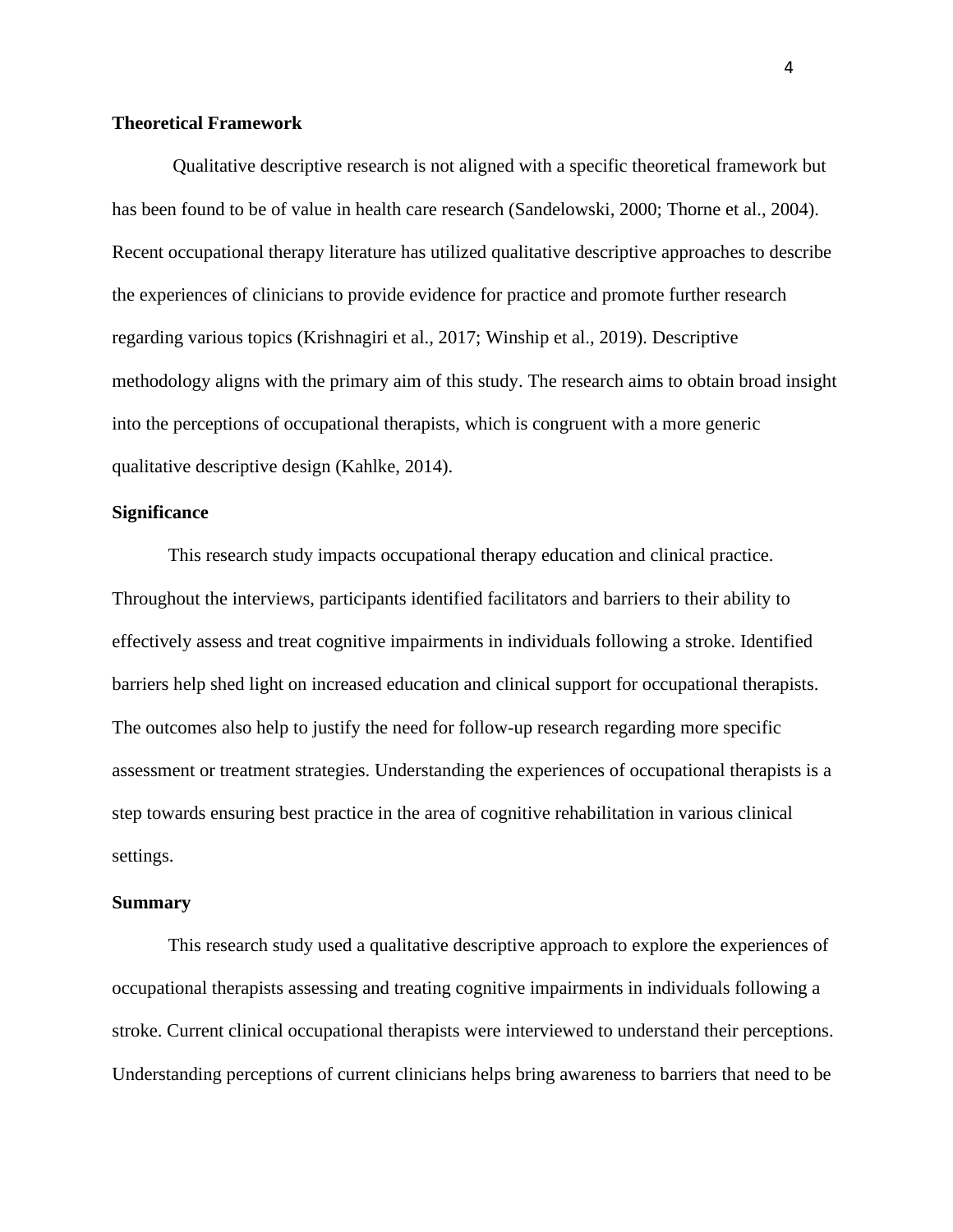**Theoretical Framework**

Qualitative descriptive research is not aligned with a specific theoretical framework but has been found to be of value in health care research (Sandelowski, 2000; Thorne et al., 2004). Recent occupational therapy literature has utilized qualitative descriptive approaches to describe the experiences of clinicians to provide evidence for practice and promote further research regarding various topics (Krishnagiri et al., 2017; Winship et al., 2019). Descriptive methodology aligns with the primary aim of this study. The research aims to obtain broad insight into the perceptions of occupational therapists, which is congruent with a more generic qualitative descriptive design (Kahlke, 2014).

**Significance**

This research study impacts occupational therapy education and clinical practice. Throughout the interviews, participants identified facilitators and barriers to their ability to effectively assess and treat cognitive impairments in individuals following a stroke. Identified barriers help shed light on increased education and clinical support for occupational therapists. The outcomes also help to justify the need for follow-up research regarding more specific assessment or treatment strategies. Understanding the experiences of occupational therapists is a step towards ensuring best practice in the area of cognitive rehabilitation in various clinical settings.

**Summary**

This research study used a qualitative descriptive approach to explore the experiences of occupational therapists assessing and treating cognitive impairments in individuals following a stroke. Current clinical occupational therapists were interviewed to understand their perceptions. Understanding perceptions of current clinicians helps bring awareness to barriers that need to be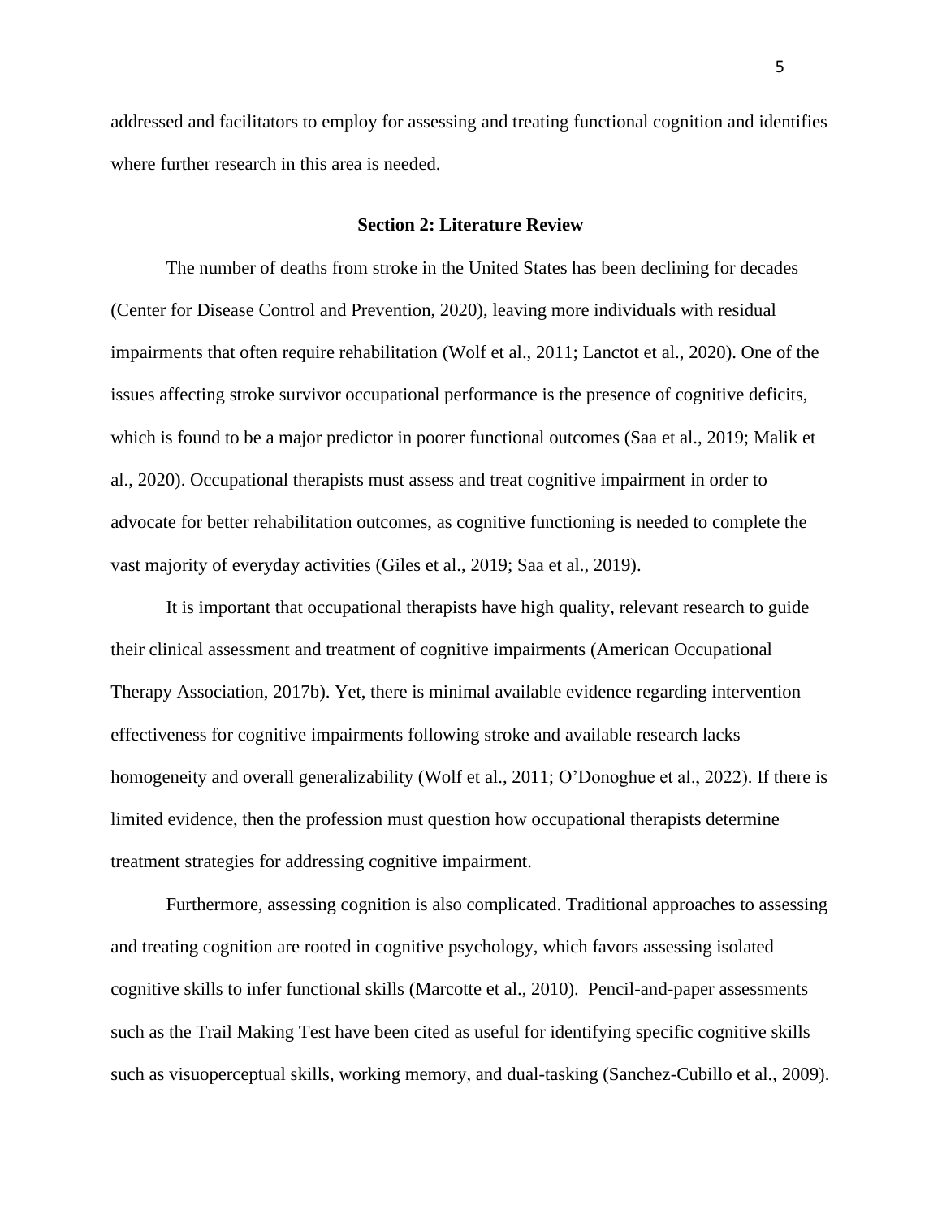addressed and facilitators to employ for assessing and treating functional cognition and identifies where further research in this area is needed.

## Section 2: Literature Review

The number of deaths from stroke in the United States has been declining for decades (Center for Disease Control and Prevention, 2020), leaving more individuals with residual impairments that often require rehabilitation (Wolf et al., 2011; Lanctot et al., 2020). One of the issues affecting stroke survivor occupational performance is the presence of cognitive deficits, which is found to be a major predictor in poorer functional outcomes (Saa et al., 2019; Malik et al., 2020). Occupational therapists must assess and treat cognitive impairment in order to advocate for better rehabilitation outcomes, as cognitive functioning is needed to complete the vast majority of everyday activities (Giles et al., 2019; Saa et al., 2019).

It is important that occupational therapists have high quality, relevant research to guide their clinical assessment and treatment of cognitive impairments (American Occupational Therapy Association, 2017b). Yet, there is minimal available evidence regarding intervention effectiveness for cognitive impairments following stroke and available research lacks homogeneity and overall generalizability (Wolf et al., 2011; O'Donoghue et al., 2022). If there is limited evidence, then the profession must question how occupational therapists determine treatment strategies for addressing cognitive impairment.

Furthermore, assessing cognition is also complicated. Traditional approaches to assessing and treating cognition are rooted in cognitive psychology, which favors assessing isolated cognitive skills to infer functional skills (Marcotte et al., 2010). Pencil-and-paper assessments such as the Trail Making Test have been cited as useful for identifying specific cognitive skills such as visuoperceptual skills, working memory, and dual-tasking (Sanchez-Cubillo et al., 2009).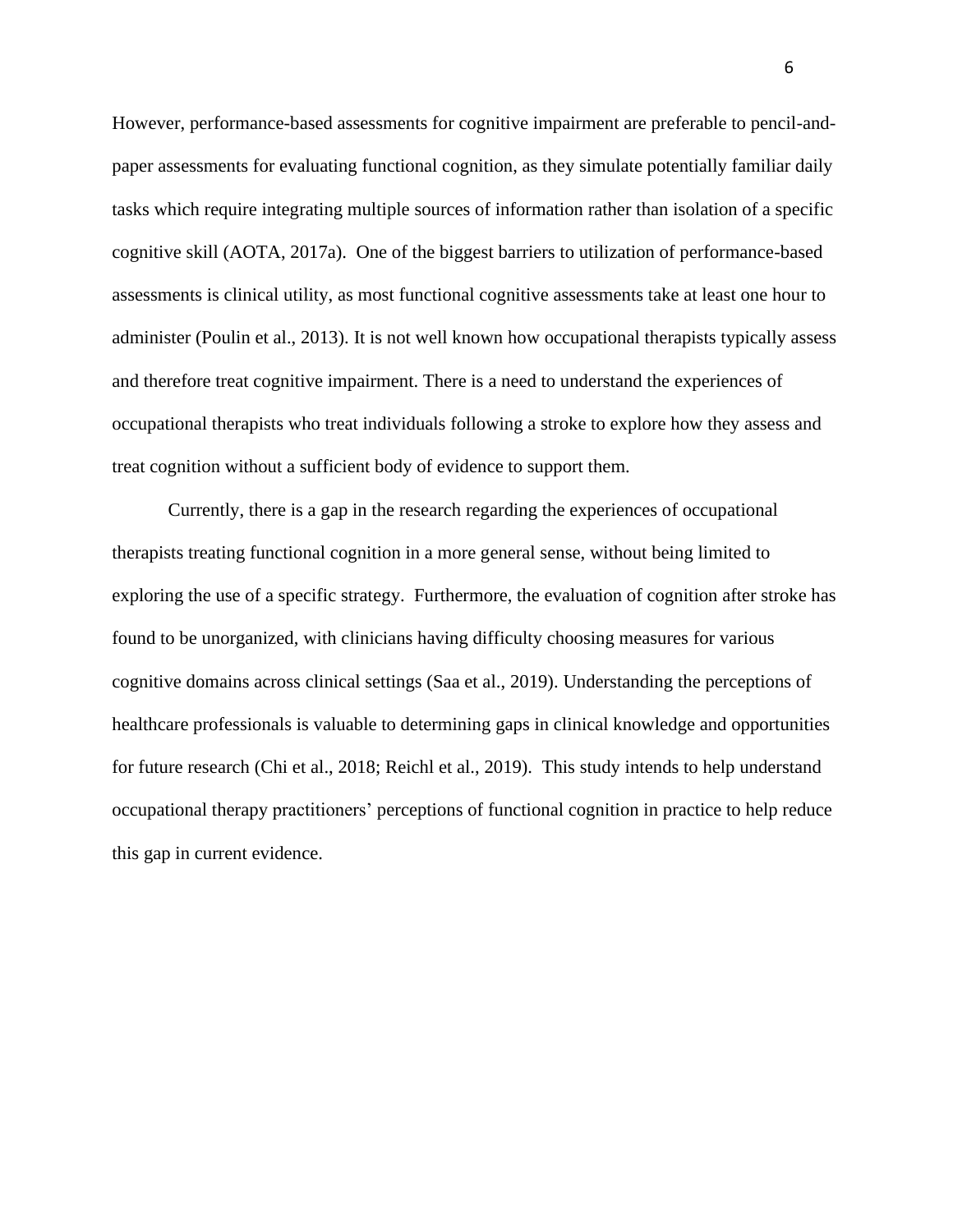However, performance-based assessments for cognitive impairment are preferable to pencil-and-paper assessments for evaluating functional cognition, as they simulate potentially familiar daily tasks which require integrating multiple sources of information rather than isolation of a specific cognitive skill (AOTA, 2017a). One of the biggest barriers to utilization of performance-based assessments is clinical utility, as most functional cognitive assessments take at least one hour to administer (Poulin et al., 2013). It is not well known how occupational therapists typically assess and therefore treat cognitive impairment. There is a need to understand the experiences of occupational therapists who treat individuals following a stroke to explore how they assess and treat cognition without a sufficient body of evidence to support them.

Currently, there is a gap in the research regarding the experiences of occupational therapists treating functional cognition in a more general sense, without being limited to exploring the use of a specific strategy. Furthermore, the evaluation of cognition after stroke has found to be unorganized, with clinicians having difficulty choosing measures for various cognitive domains across clinical settings (Saa et al., 2019). Understanding the perceptions of healthcare professionals is valuable to determining gaps in clinical knowledge and opportunities for future research (Chi et al., 2018; Reichl et al., 2019). This study intends to help understand occupational therapy practitioners' perceptions of functional cognition in practice to help reduce this gap in current evidence.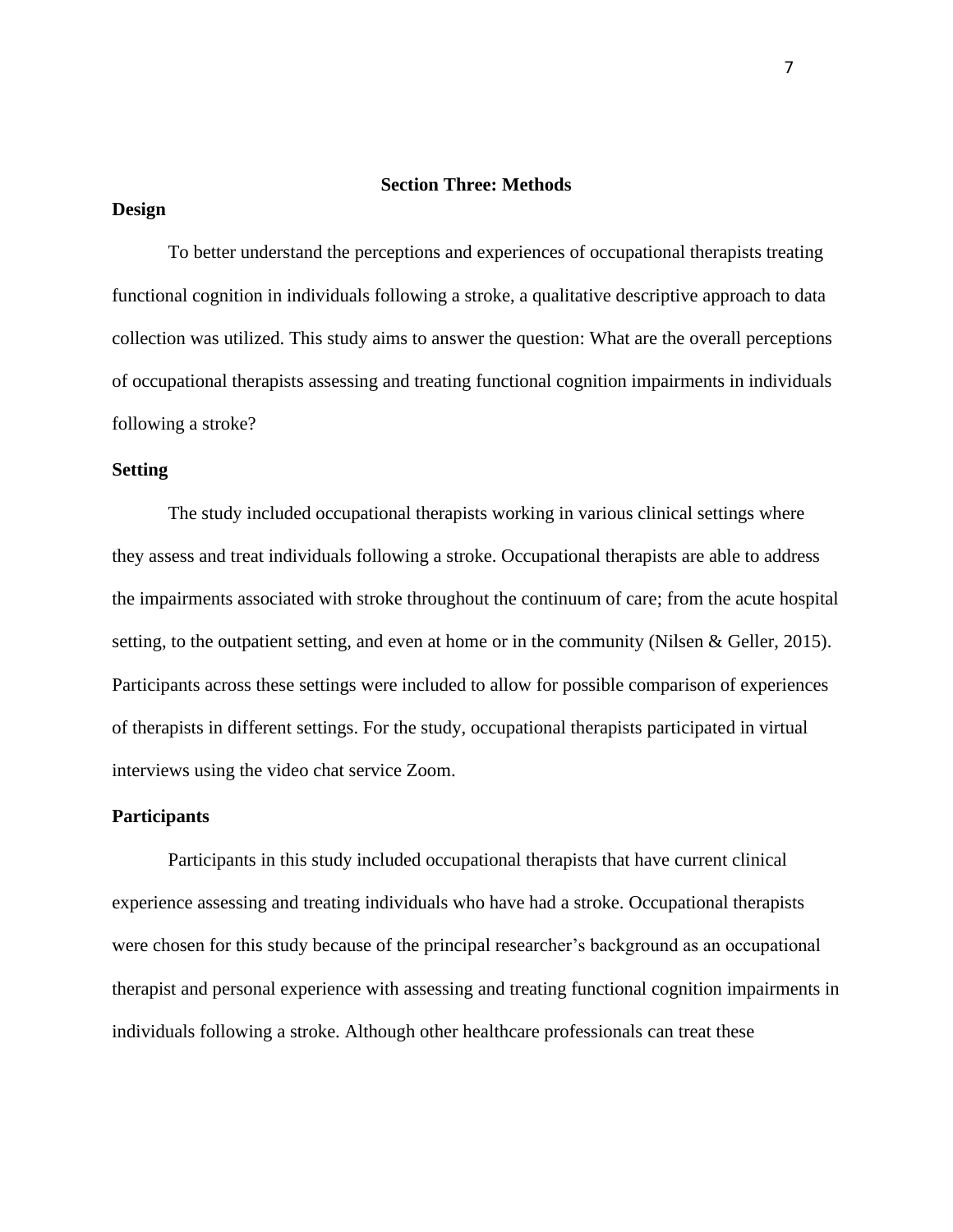## Section Three: Methods

### Design

To better understand the perceptions and experiences of occupational therapists treating functional cognition in individuals following a stroke, a qualitative descriptive approach to data collection was utilized. This study aims to answer the question: What are the overall perceptions of occupational therapists assessing and treating functional cognition impairments in individuals following a stroke?

### Setting

The study included occupational therapists working in various clinical settings where they assess and treat individuals following a stroke. Occupational therapists are able to address the impairments associated with stroke throughout the continuum of care; from the acute hospital setting, to the outpatient setting, and even at home or in the community (Nilsen & Geller, 2015). Participants across these settings were included to allow for possible comparison of experiences of therapists in different settings. For the study, occupational therapists participated in virtual interviews using the video chat service Zoom.

### Participants

Participants in this study included occupational therapists that have current clinical experience assessing and treating individuals who have had a stroke. Occupational therapists were chosen for this study because of the principal researcher's background as an occupational therapist and personal experience with assessing and treating functional cognition impairments in individuals following a stroke. Although other healthcare professionals can treat these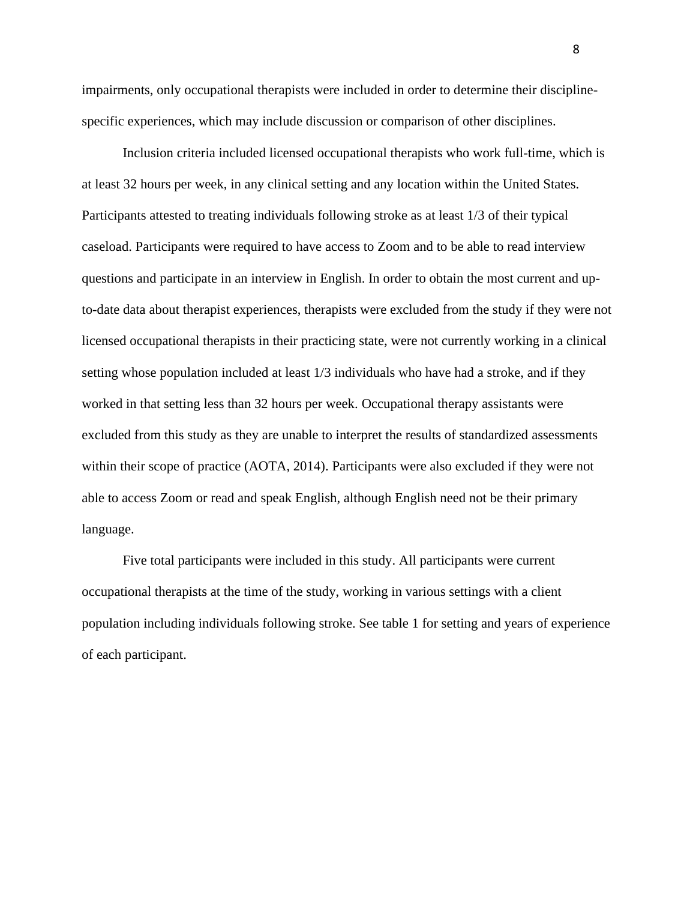impairments, only occupational therapists were included in order to determine their discipline-specific experiences, which may include discussion or comparison of other disciplines.

Inclusion criteria included licensed occupational therapists who work full-time, which is at least 32 hours per week, in any clinical setting and any location within the United States. Participants attested to treating individuals following stroke as at least 1/3 of their typical caseload. Participants were required to have access to Zoom and to be able to read interview questions and participate in an interview in English. In order to obtain the most current and up-to-date data about therapist experiences, therapists were excluded from the study if they were not licensed occupational therapists in their practicing state, were not currently working in a clinical setting whose population included at least 1/3 individuals who have had a stroke, and if they worked in that setting less than 32 hours per week. Occupational therapy assistants were excluded from this study as they are unable to interpret the results of standardized assessments within their scope of practice (AOTA, 2014). Participants were also excluded if they were not able to access Zoom or read and speak English, although English need not be their primary language.

Five total participants were included in this study. All participants were current occupational therapists at the time of the study, working in various settings with a client population including individuals following stroke. See table 1 for setting and years of experience of each participant.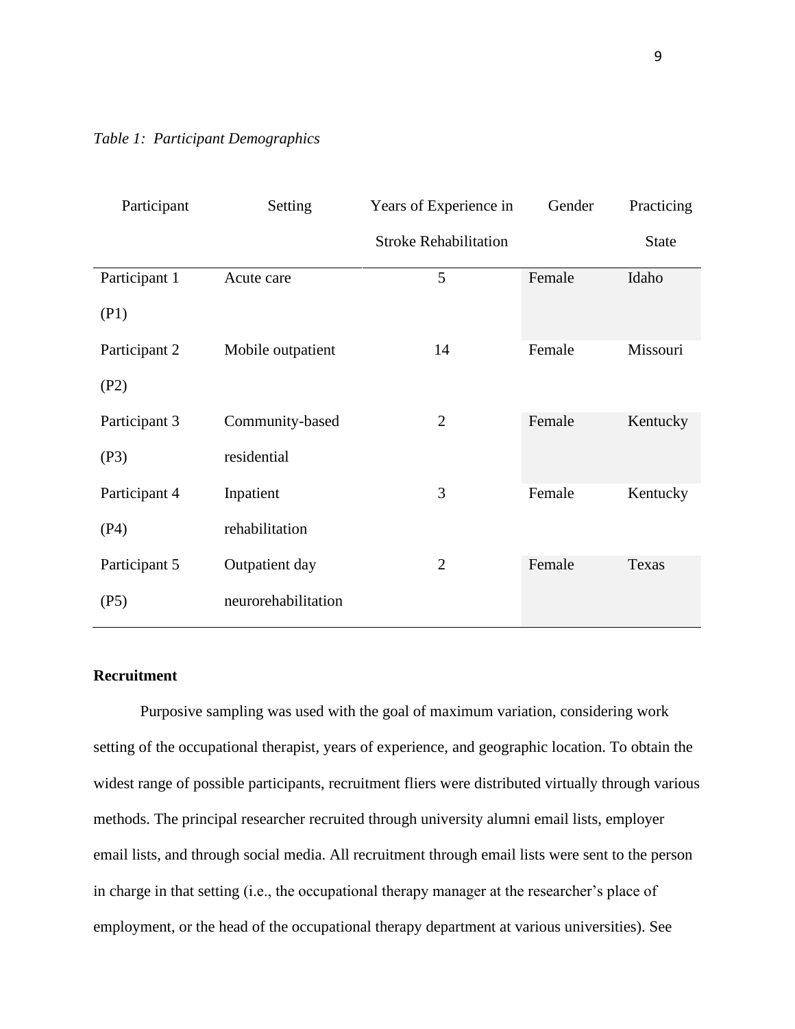*Table 1: Participant Demographics*

| Participant | Setting | Years of Experience in Stroke Rehabilitation | Gender | Practicing State |
|---|---|---|---|---|
| Participant 1 (P1) | Acute care | 5 | Female | Idaho |
| Participant 2 (P2) | Mobile outpatient | 14 | Female | Missouri |
| Participant 3 (P3) | Community-based residential | 2 | Female | Kentucky |
| Participant 4 (P4) | Inpatient rehabilitation | 3 | Female | Kentucky |
| Participant 5 (P5) | Outpatient day neurorehabilitation | 2 | Female | Texas |

**Recruitment**

Purposive sampling was used with the goal of maximum variation, considering work setting of the occupational therapist, years of experience, and geographic location. To obtain the widest range of possible participants, recruitment fliers were distributed virtually through various methods. The principal researcher recruited through university alumni email lists, employer email lists, and through social media. All recruitment through email lists were sent to the person in charge in that setting (i.e., the occupational therapy manager at the researcher's place of employment, or the head of the occupational therapy department at various universities). See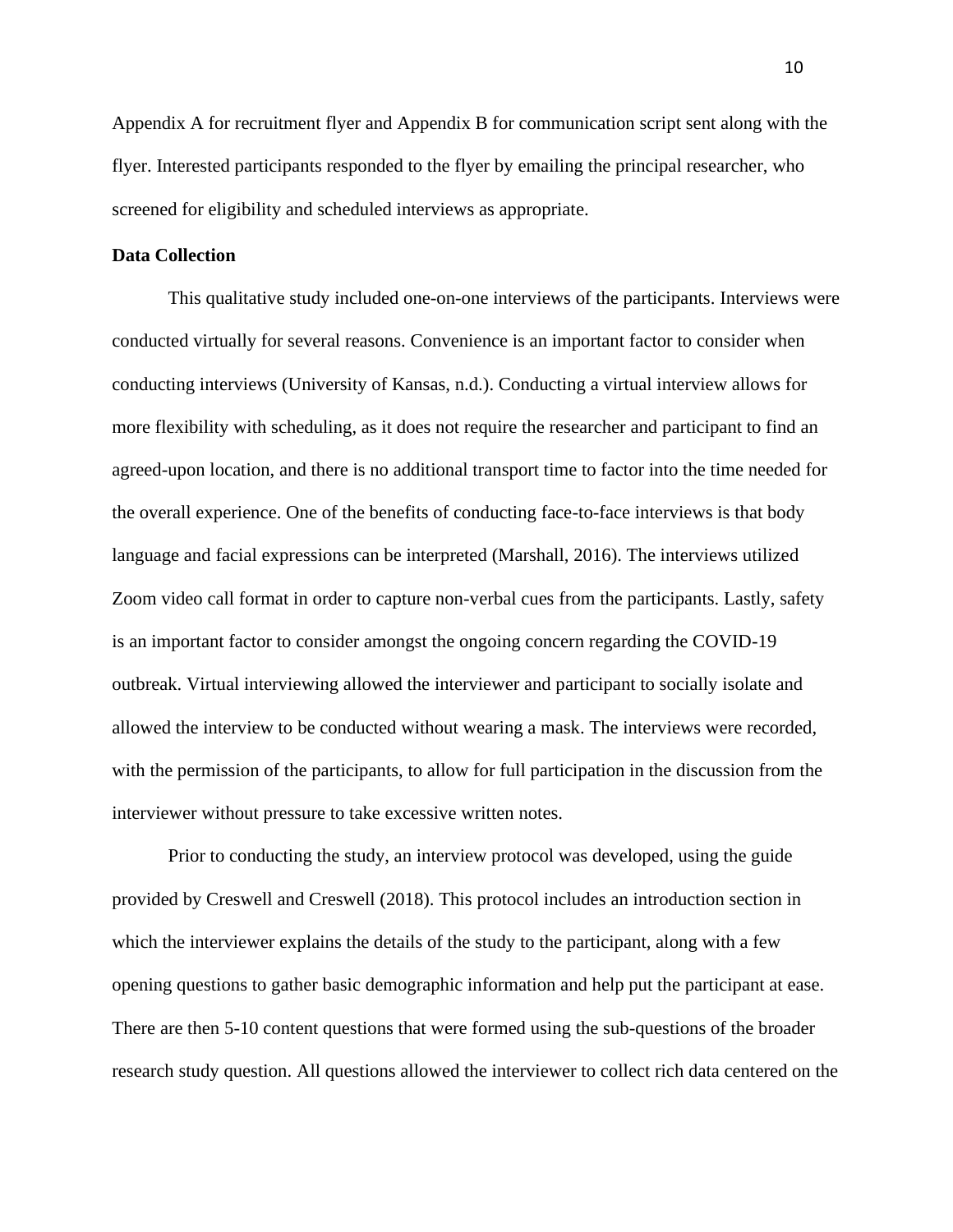Appendix A for recruitment flyer and Appendix B for communication script sent along with the flyer. Interested participants responded to the flyer by emailing the principal researcher, who screened for eligibility and scheduled interviews as appropriate.

**Data Collection**

This qualitative study included one-on-one interviews of the participants. Interviews were conducted virtually for several reasons. Convenience is an important factor to consider when conducting interviews (University of Kansas, n.d.). Conducting a virtual interview allows for more flexibility with scheduling, as it does not require the researcher and participant to find an agreed-upon location, and there is no additional transport time to factor into the time needed for the overall experience. One of the benefits of conducting face-to-face interviews is that body language and facial expressions can be interpreted (Marshall, 2016). The interviews utilized Zoom video call format in order to capture non-verbal cues from the participants. Lastly, safety is an important factor to consider amongst the ongoing concern regarding the COVID-19 outbreak. Virtual interviewing allowed the interviewer and participant to socially isolate and allowed the interview to be conducted without wearing a mask. The interviews were recorded, with the permission of the participants, to allow for full participation in the discussion from the interviewer without pressure to take excessive written notes.

Prior to conducting the study, an interview protocol was developed, using the guide provided by Creswell and Creswell (2018). This protocol includes an introduction section in which the interviewer explains the details of the study to the participant, along with a few opening questions to gather basic demographic information and help put the participant at ease. There are then 5-10 content questions that were formed using the sub-questions of the broader research study question. All questions allowed the interviewer to collect rich data centered on the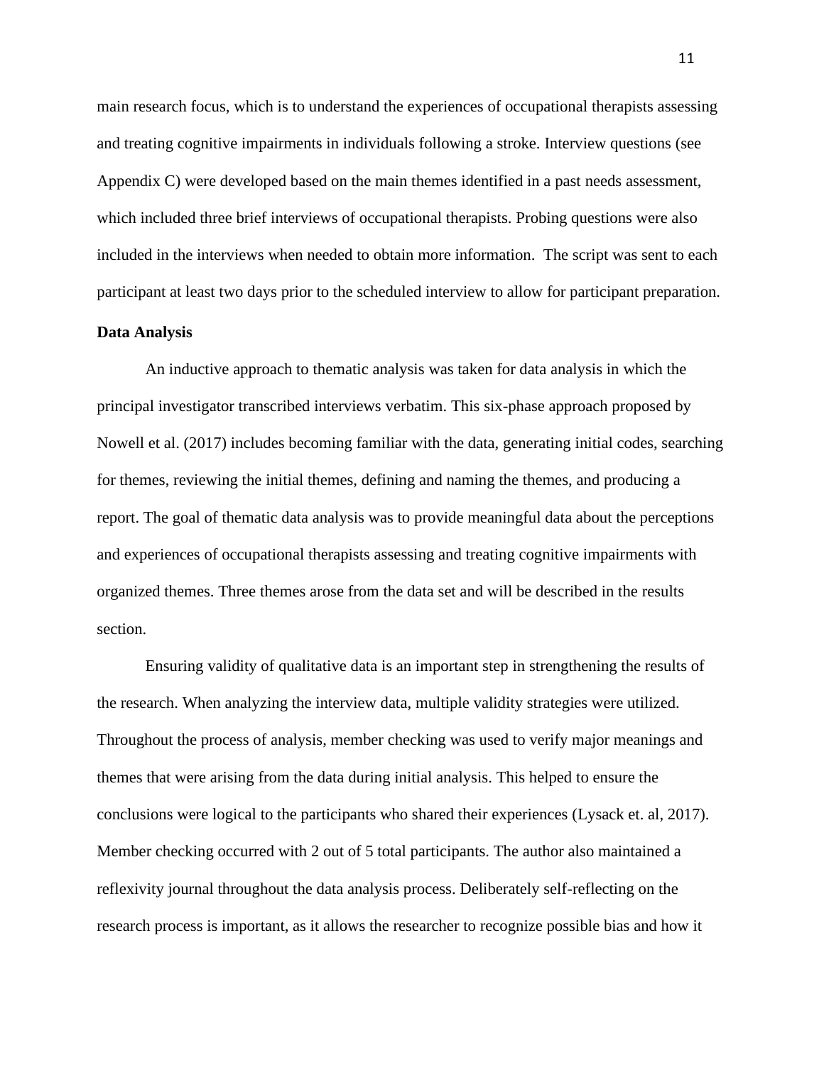main research focus, which is to understand the experiences of occupational therapists assessing and treating cognitive impairments in individuals following a stroke. Interview questions (see Appendix C) were developed based on the main themes identified in a past needs assessment, which included three brief interviews of occupational therapists. Probing questions were also included in the interviews when needed to obtain more information. The script was sent to each participant at least two days prior to the scheduled interview to allow for participant preparation.

**Data Analysis**

An inductive approach to thematic analysis was taken for data analysis in which the principal investigator transcribed interviews verbatim. This six-phase approach proposed by Nowell et al. (2017) includes becoming familiar with the data, generating initial codes, searching for themes, reviewing the initial themes, defining and naming the themes, and producing a report. The goal of thematic data analysis was to provide meaningful data about the perceptions and experiences of occupational therapists assessing and treating cognitive impairments with organized themes. Three themes arose from the data set and will be described in the results section.

Ensuring validity of qualitative data is an important step in strengthening the results of the research. When analyzing the interview data, multiple validity strategies were utilized. Throughout the process of analysis, member checking was used to verify major meanings and themes that were arising from the data during initial analysis. This helped to ensure the conclusions were logical to the participants who shared their experiences (Lysack et. al, 2017). Member checking occurred with 2 out of 5 total participants. The author also maintained a reflexivity journal throughout the data analysis process. Deliberately self-reflecting on the research process is important, as it allows the researcher to recognize possible bias and how it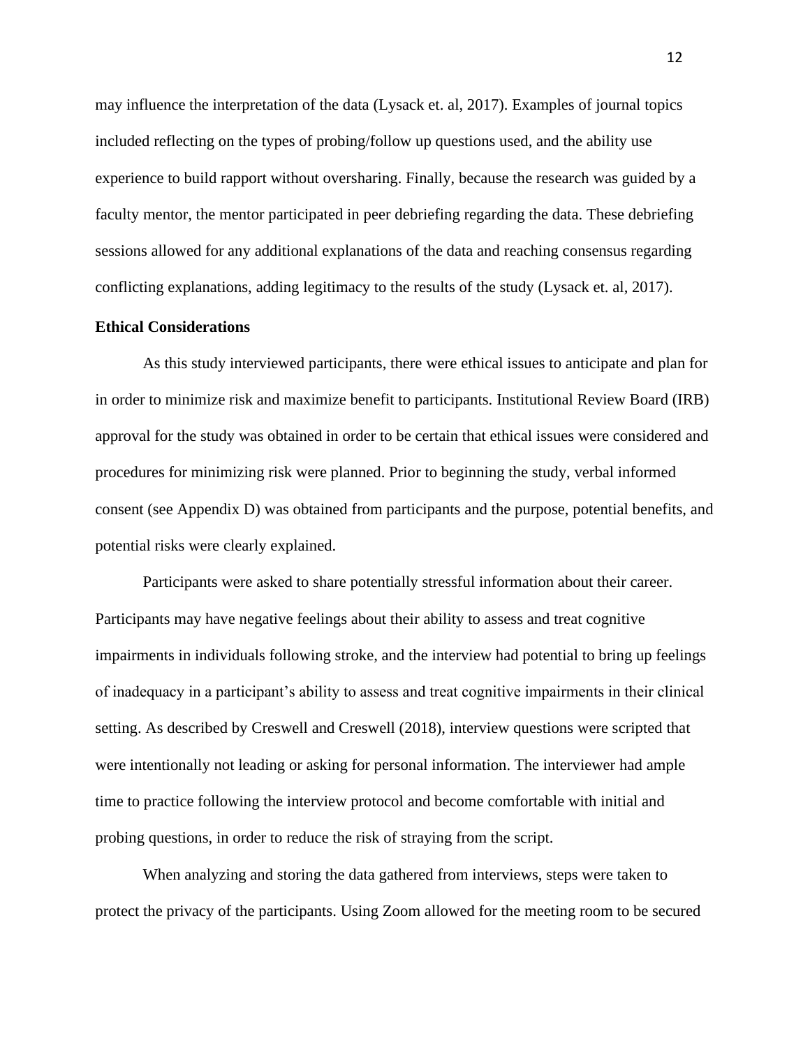may influence the interpretation of the data (Lysack et. al, 2017). Examples of journal topics included reflecting on the types of probing/follow up questions used, and the ability use experience to build rapport without oversharing. Finally, because the research was guided by a faculty mentor, the mentor participated in peer debriefing regarding the data. These debriefing sessions allowed for any additional explanations of the data and reaching consensus regarding conflicting explanations, adding legitimacy to the results of the study (Lysack et. al, 2017).

**Ethical Considerations**

As this study interviewed participants, there were ethical issues to anticipate and plan for in order to minimize risk and maximize benefit to participants. Institutional Review Board (IRB) approval for the study was obtained in order to be certain that ethical issues were considered and procedures for minimizing risk were planned. Prior to beginning the study, verbal informed consent (see Appendix D) was obtained from participants and the purpose, potential benefits, and potential risks were clearly explained.

Participants were asked to share potentially stressful information about their career. Participants may have negative feelings about their ability to assess and treat cognitive impairments in individuals following stroke, and the interview had potential to bring up feelings of inadequacy in a participant's ability to assess and treat cognitive impairments in their clinical setting. As described by Creswell and Creswell (2018), interview questions were scripted that were intentionally not leading or asking for personal information. The interviewer had ample time to practice following the interview protocol and become comfortable with initial and probing questions, in order to reduce the risk of straying from the script.

When analyzing and storing the data gathered from interviews, steps were taken to protect the privacy of the participants. Using Zoom allowed for the meeting room to be secured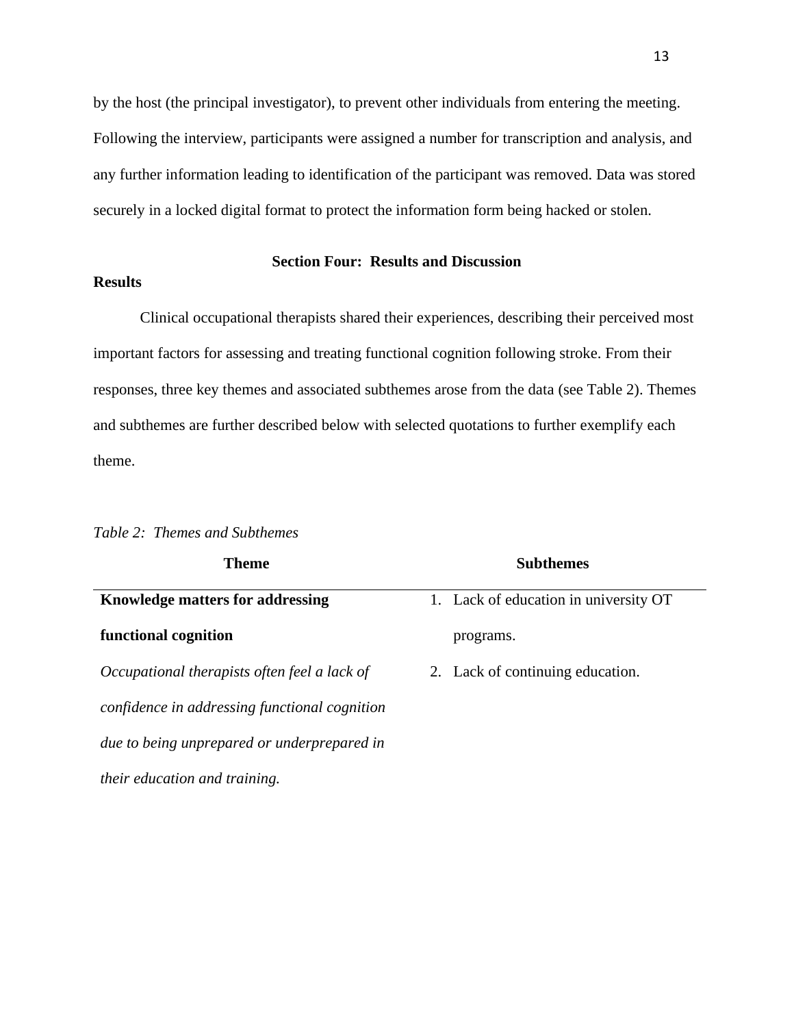by the host (the principal investigator), to prevent other individuals from entering the meeting. Following the interview, participants were assigned a number for transcription and analysis, and any further information leading to identification of the participant was removed. Data was stored securely in a locked digital format to protect the information form being hacked or stolen.

## Section Four: Results and Discussion

### Results

Clinical occupational therapists shared their experiences, describing their perceived most important factors for assessing and treating functional cognition following stroke. From their responses, three key themes and associated subthemes arose from the data (see Table 2). Themes and subthemes are further described below with selected quotations to further exemplify each theme.

*Table 2: Themes and Subthemes*

| Theme | Subthemes |
|---|---|
| **Knowledge matters for addressing functional cognition** *Occupational therapists often feel a lack of confidence in addressing functional cognition due to being unprepared or underprepared in their education and training.* | 1. Lack of education in university OT programs. 2. Lack of continuing education. |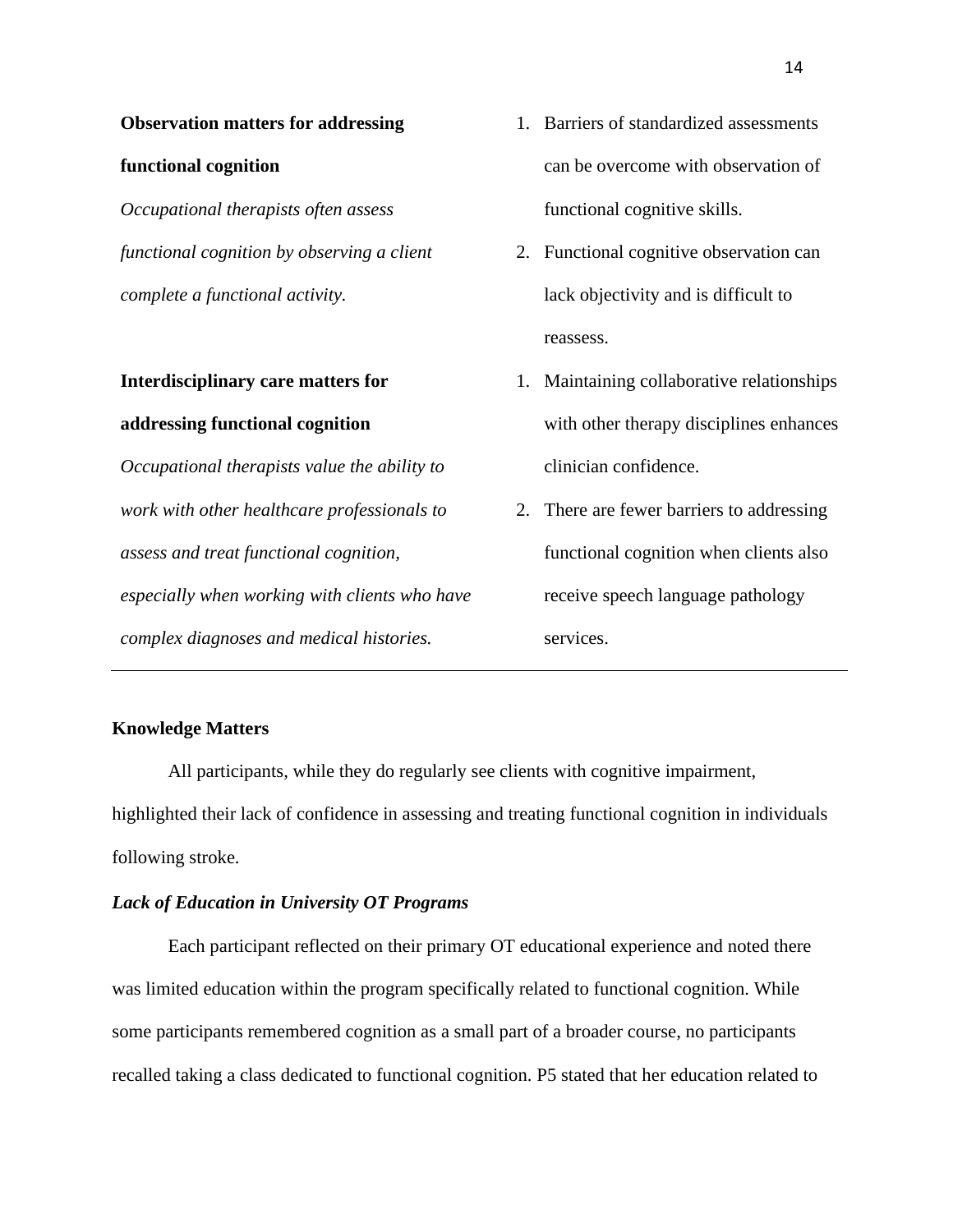| | |
|---|---|
| **Observation matters for addressing functional cognition**<br>*Occupational therapists often assess functional cognition by observing a client complete a functional activity.* | 1. Barriers of standardized assessments can be overcome with observation of functional cognitive skills.<br>2. Functional cognitive observation can lack objectivity and is difficult to reassess. |
| **Interdisciplinary care matters for addressing functional cognition**<br>*Occupational therapists value the ability to work with other healthcare professionals to assess and treat functional cognition, especially when working with clients who have complex diagnoses and medical histories.* | 1. Maintaining collaborative relationships with other therapy disciplines enhances clinician confidence.<br>2. There are fewer barriers to addressing functional cognition when clients also receive speech language pathology services. |

**Knowledge Matters**

All participants, while they do regularly see clients with cognitive impairment, highlighted their lack of confidence in assessing and treating functional cognition in individuals following stroke.

***Lack of Education in University OT Programs***

Each participant reflected on their primary OT educational experience and noted there was limited education within the program specifically related to functional cognition. While some participants remembered cognition as a small part of a broader course, no participants recalled taking a class dedicated to functional cognition. P5 stated that her education related to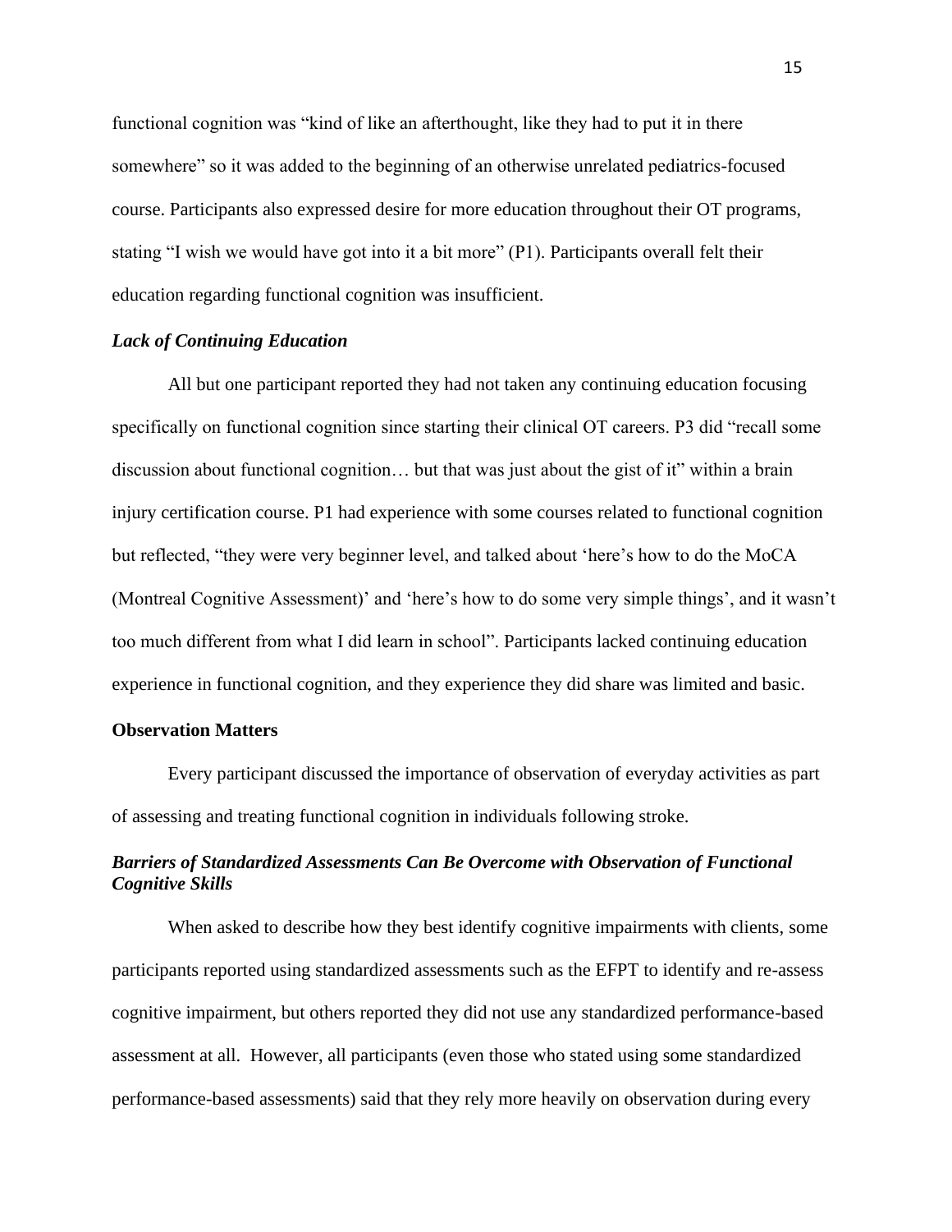functional cognition was "kind of like an afterthought, like they had to put it in there somewhere" so it was added to the beginning of an otherwise unrelated pediatrics-focused course. Participants also expressed desire for more education throughout their OT programs, stating "I wish we would have got into it a bit more" (P1). Participants overall felt their education regarding functional cognition was insufficient.

### *Lack of Continuing Education*

All but one participant reported they had not taken any continuing education focusing specifically on functional cognition since starting their clinical OT careers. P3 did "recall some discussion about functional cognition… but that was just about the gist of it" within a brain injury certification course. P1 had experience with some courses related to functional cognition but reflected, "they were very beginner level, and talked about 'here's how to do the MoCA (Montreal Cognitive Assessment)' and 'here's how to do some very simple things', and it wasn't too much different from what I did learn in school". Participants lacked continuing education experience in functional cognition, and they experience they did share was limited and basic.

## Observation Matters

Every participant discussed the importance of observation of everyday activities as part of assessing and treating functional cognition in individuals following stroke.

### *Barriers of Standardized Assessments Can Be Overcome with Observation of Functional Cognitive Skills*

When asked to describe how they best identify cognitive impairments with clients, some participants reported using standardized assessments such as the EFPT to identify and re-assess cognitive impairment, but others reported they did not use any standardized performance-based assessment at all. However, all participants (even those who stated using some standardized performance-based assessments) said that they rely more heavily on observation during every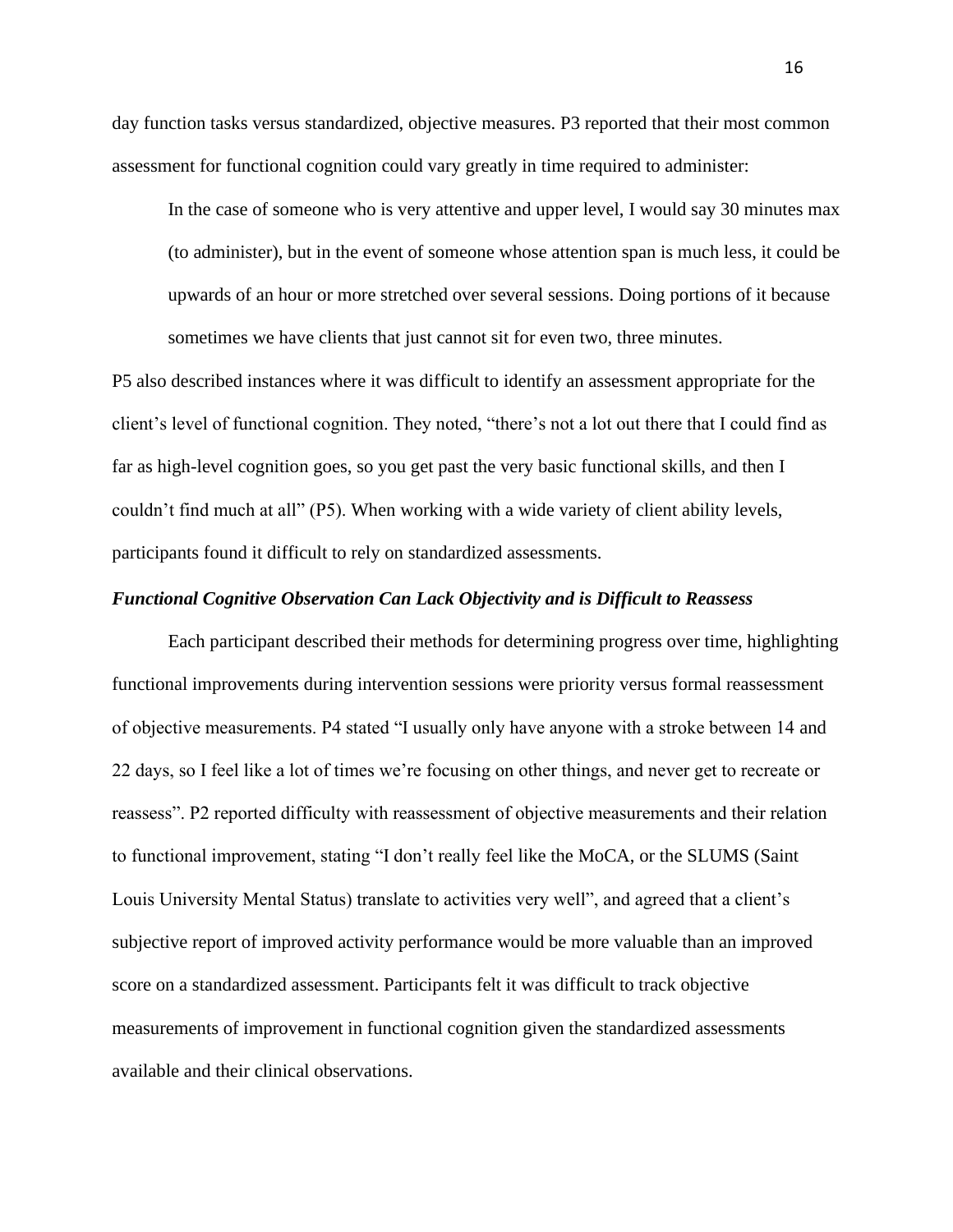day function tasks versus standardized, objective measures. P3 reported that their most common assessment for functional cognition could vary greatly in time required to administer:

> In the case of someone who is very attentive and upper level, I would say 30 minutes max (to administer), but in the event of someone whose attention span is much less, it could be upwards of an hour or more stretched over several sessions. Doing portions of it because sometimes we have clients that just cannot sit for even two, three minutes.

P5 also described instances where it was difficult to identify an assessment appropriate for the client's level of functional cognition. They noted, "there's not a lot out there that I could find as far as high-level cognition goes, so you get past the very basic functional skills, and then I couldn't find much at all" (P5). When working with a wide variety of client ability levels, participants found it difficult to rely on standardized assessments.

### ***Functional Cognitive Observation Can Lack Objectivity and is Difficult to Reassess***

Each participant described their methods for determining progress over time, highlighting functional improvements during intervention sessions were priority versus formal reassessment of objective measurements. P4 stated "I usually only have anyone with a stroke between 14 and 22 days, so I feel like a lot of times we're focusing on other things, and never get to recreate or reassess". P2 reported difficulty with reassessment of objective measurements and their relation to functional improvement, stating "I don't really feel like the MoCA, or the SLUMS (Saint Louis University Mental Status) translate to activities very well", and agreed that a client's subjective report of improved activity performance would be more valuable than an improved score on a standardized assessment. Participants felt it was difficult to track objective measurements of improvement in functional cognition given the standardized assessments available and their clinical observations.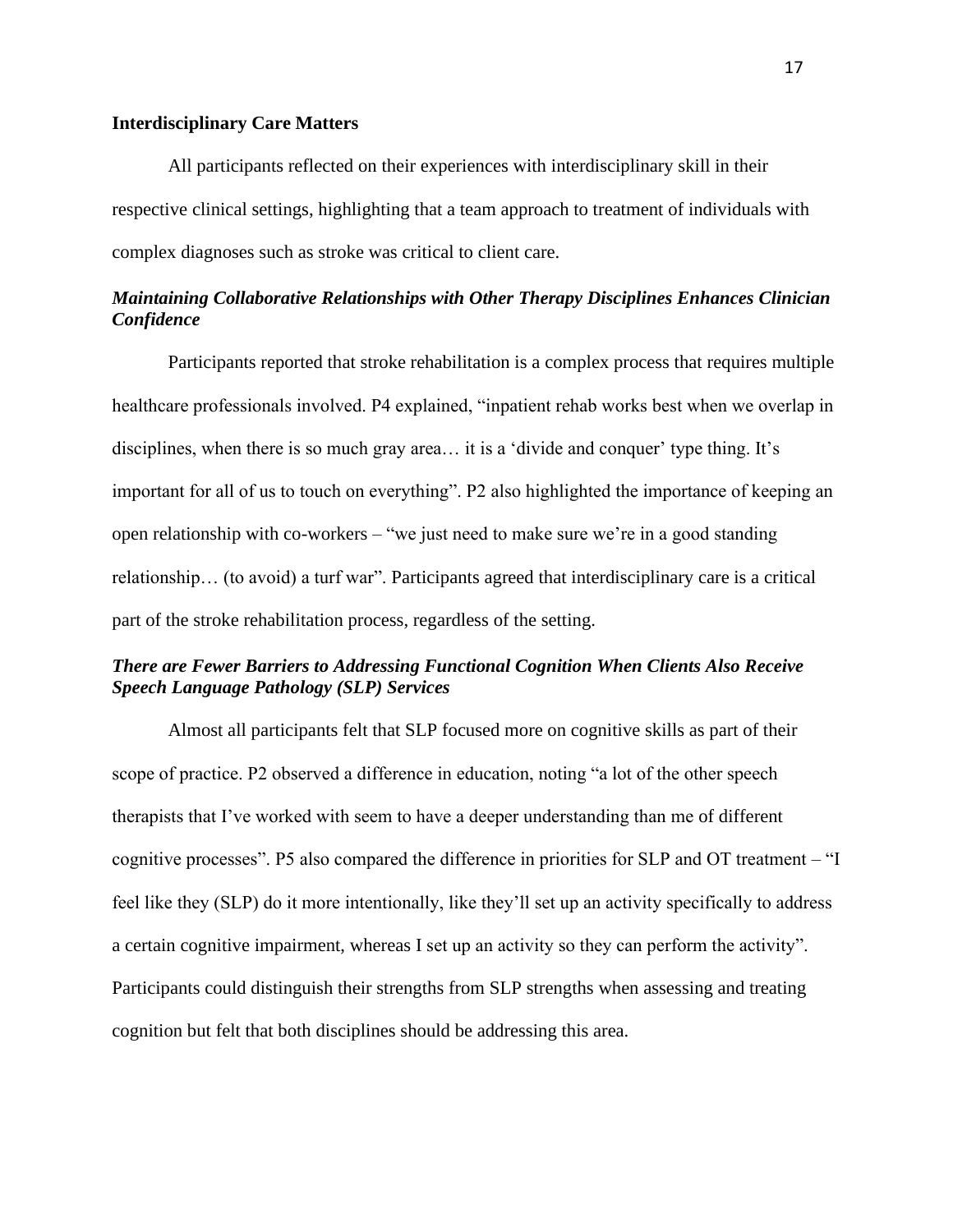## Interdisciplinary Care Matters

All participants reflected on their experiences with interdisciplinary skill in their respective clinical settings, highlighting that a team approach to treatment of individuals with complex diagnoses such as stroke was critical to client care.

### *Maintaining Collaborative Relationships with Other Therapy Disciplines Enhances Clinician Confidence*

Participants reported that stroke rehabilitation is a complex process that requires multiple healthcare professionals involved. P4 explained, "inpatient rehab works best when we overlap in disciplines, when there is so much gray area… it is a 'divide and conquer' type thing. It's important for all of us to touch on everything". P2 also highlighted the importance of keeping an open relationship with co-workers – "we just need to make sure we're in a good standing relationship… (to avoid) a turf war". Participants agreed that interdisciplinary care is a critical part of the stroke rehabilitation process, regardless of the setting.

### *There are Fewer Barriers to Addressing Functional Cognition When Clients Also Receive Speech Language Pathology (SLP) Services*

Almost all participants felt that SLP focused more on cognitive skills as part of their scope of practice. P2 observed a difference in education, noting "a lot of the other speech therapists that I've worked with seem to have a deeper understanding than me of different cognitive processes". P5 also compared the difference in priorities for SLP and OT treatment – "I feel like they (SLP) do it more intentionally, like they'll set up an activity specifically to address a certain cognitive impairment, whereas I set up an activity so they can perform the activity". Participants could distinguish their strengths from SLP strengths when assessing and treating cognition but felt that both disciplines should be addressing this area.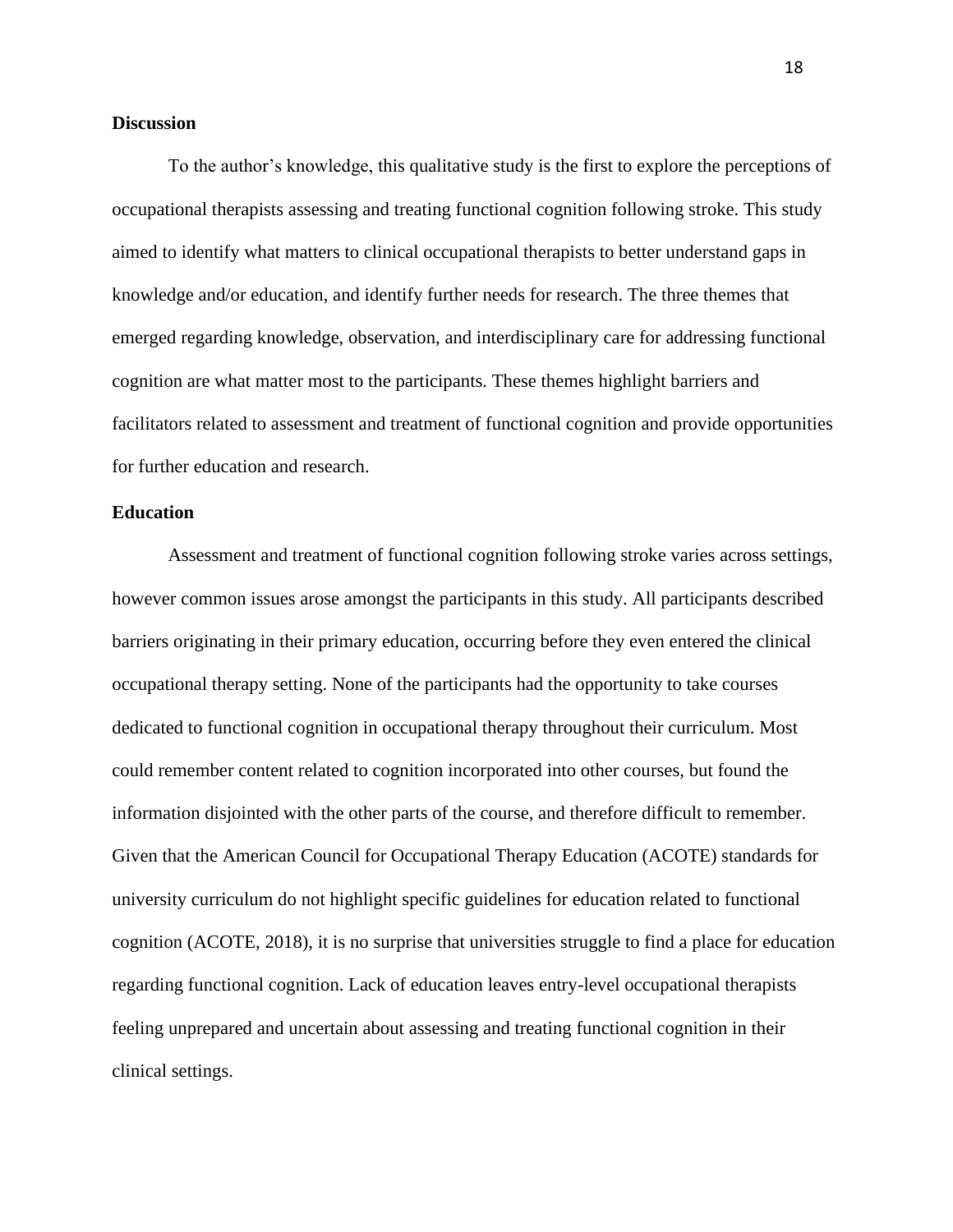**Discussion**

To the author's knowledge, this qualitative study is the first to explore the perceptions of occupational therapists assessing and treating functional cognition following stroke. This study aimed to identify what matters to clinical occupational therapists to better understand gaps in knowledge and/or education, and identify further needs for research. The three themes that emerged regarding knowledge, observation, and interdisciplinary care for addressing functional cognition are what matter most to the participants. These themes highlight barriers and facilitators related to assessment and treatment of functional cognition and provide opportunities for further education and research.

**Education**

Assessment and treatment of functional cognition following stroke varies across settings, however common issues arose amongst the participants in this study. All participants described barriers originating in their primary education, occurring before they even entered the clinical occupational therapy setting. None of the participants had the opportunity to take courses dedicated to functional cognition in occupational therapy throughout their curriculum. Most could remember content related to cognition incorporated into other courses, but found the information disjointed with the other parts of the course, and therefore difficult to remember. Given that the American Council for Occupational Therapy Education (ACOTE) standards for university curriculum do not highlight specific guidelines for education related to functional cognition (ACOTE, 2018), it is no surprise that universities struggle to find a place for education regarding functional cognition. Lack of education leaves entry-level occupational therapists feeling unprepared and uncertain about assessing and treating functional cognition in their clinical settings.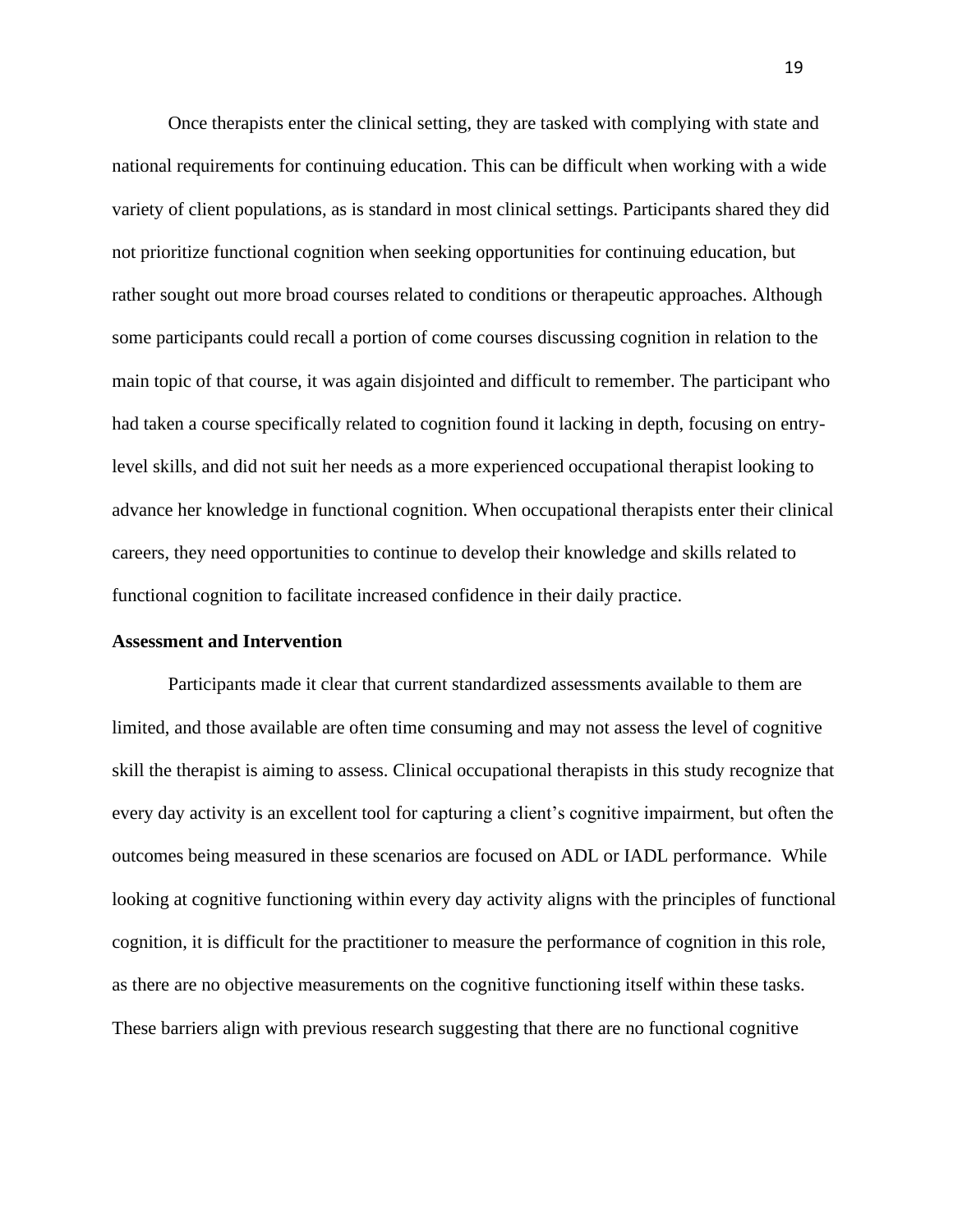Once therapists enter the clinical setting, they are tasked with complying with state and national requirements for continuing education. This can be difficult when working with a wide variety of client populations, as is standard in most clinical settings. Participants shared they did not prioritize functional cognition when seeking opportunities for continuing education, but rather sought out more broad courses related to conditions or therapeutic approaches. Although some participants could recall a portion of come courses discussing cognition in relation to the main topic of that course, it was again disjointed and difficult to remember. The participant who had taken a course specifically related to cognition found it lacking in depth, focusing on entry-level skills, and did not suit her needs as a more experienced occupational therapist looking to advance her knowledge in functional cognition. When occupational therapists enter their clinical careers, they need opportunities to continue to develop their knowledge and skills related to functional cognition to facilitate increased confidence in their daily practice.

**Assessment and Intervention**

Participants made it clear that current standardized assessments available to them are limited, and those available are often time consuming and may not assess the level of cognitive skill the therapist is aiming to assess. Clinical occupational therapists in this study recognize that every day activity is an excellent tool for capturing a client's cognitive impairment, but often the outcomes being measured in these scenarios are focused on ADL or IADL performance. While looking at cognitive functioning within every day activity aligns with the principles of functional cognition, it is difficult for the practitioner to measure the performance of cognition in this role, as there are no objective measurements on the cognitive functioning itself within these tasks. These barriers align with previous research suggesting that there are no functional cognitive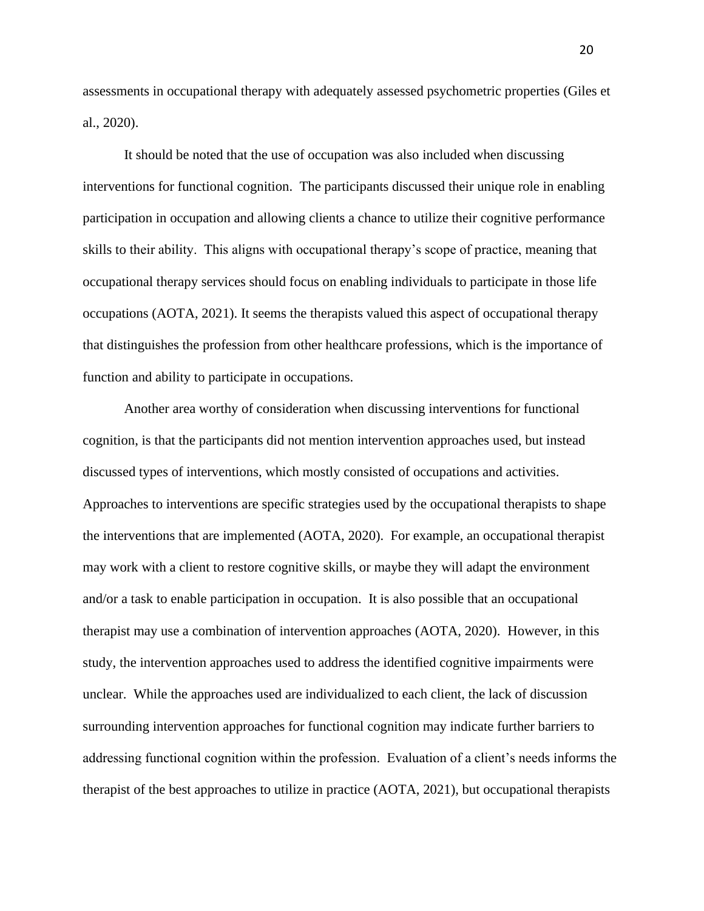assessments in occupational therapy with adequately assessed psychometric properties (Giles et al., 2020).

It should be noted that the use of occupation was also included when discussing interventions for functional cognition. The participants discussed their unique role in enabling participation in occupation and allowing clients a chance to utilize their cognitive performance skills to their ability. This aligns with occupational therapy's scope of practice, meaning that occupational therapy services should focus on enabling individuals to participate in those life occupations (AOTA, 2021). It seems the therapists valued this aspect of occupational therapy that distinguishes the profession from other healthcare professions, which is the importance of function and ability to participate in occupations.

Another area worthy of consideration when discussing interventions for functional cognition, is that the participants did not mention intervention approaches used, but instead discussed types of interventions, which mostly consisted of occupations and activities. Approaches to interventions are specific strategies used by the occupational therapists to shape the interventions that are implemented (AOTA, 2020). For example, an occupational therapist may work with a client to restore cognitive skills, or maybe they will adapt the environment and/or a task to enable participation in occupation. It is also possible that an occupational therapist may use a combination of intervention approaches (AOTA, 2020). However, in this study, the intervention approaches used to address the identified cognitive impairments were unclear. While the approaches used are individualized to each client, the lack of discussion surrounding intervention approaches for functional cognition may indicate further barriers to addressing functional cognition within the profession. Evaluation of a client's needs informs the therapist of the best approaches to utilize in practice (AOTA, 2021), but occupational therapists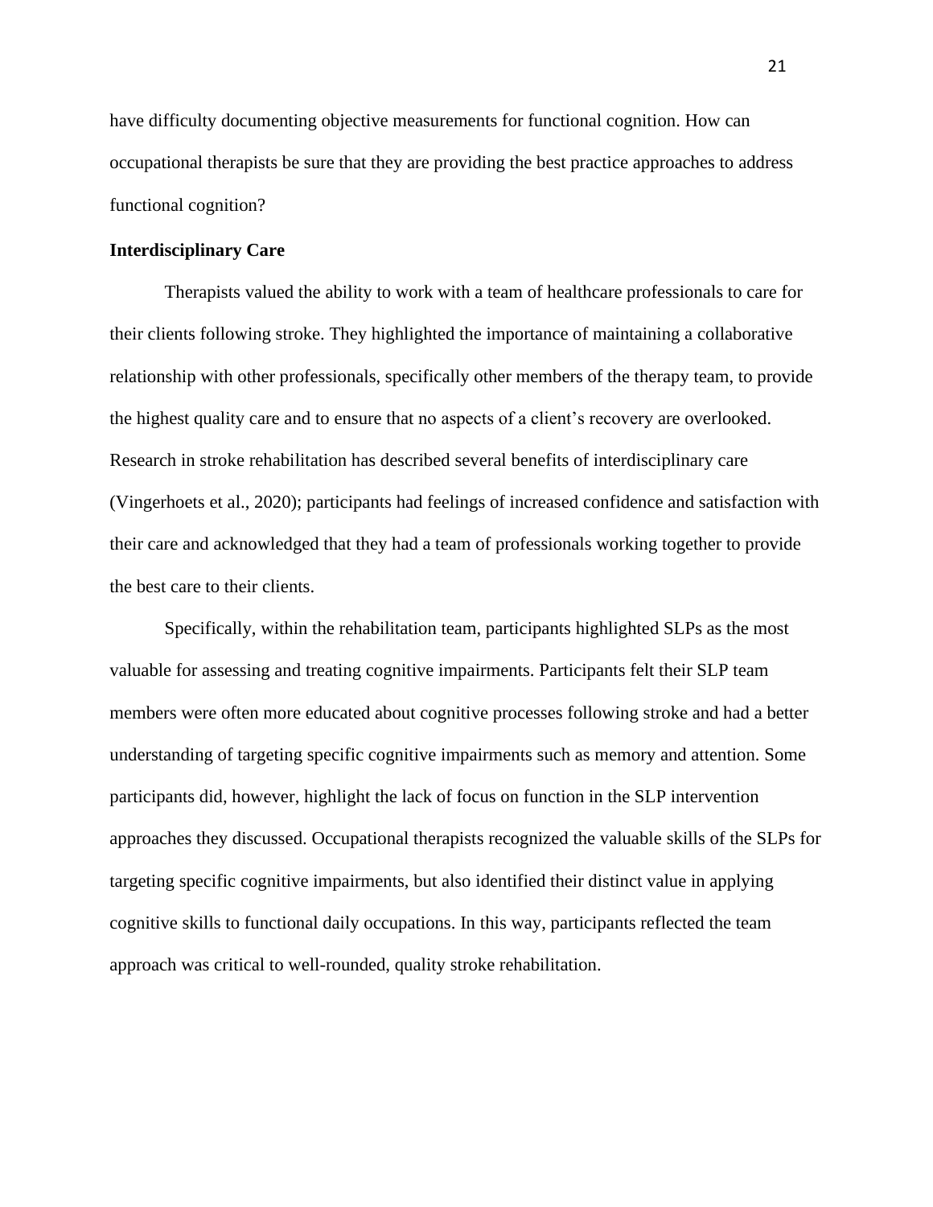have difficulty documenting objective measurements for functional cognition. How can occupational therapists be sure that they are providing the best practice approaches to address functional cognition?

**Interdisciplinary Care**

Therapists valued the ability to work with a team of healthcare professionals to care for their clients following stroke. They highlighted the importance of maintaining a collaborative relationship with other professionals, specifically other members of the therapy team, to provide the highest quality care and to ensure that no aspects of a client's recovery are overlooked. Research in stroke rehabilitation has described several benefits of interdisciplinary care (Vingerhoets et al., 2020); participants had feelings of increased confidence and satisfaction with their care and acknowledged that they had a team of professionals working together to provide the best care to their clients.

Specifically, within the rehabilitation team, participants highlighted SLPs as the most valuable for assessing and treating cognitive impairments. Participants felt their SLP team members were often more educated about cognitive processes following stroke and had a better understanding of targeting specific cognitive impairments such as memory and attention. Some participants did, however, highlight the lack of focus on function in the SLP intervention approaches they discussed. Occupational therapists recognized the valuable skills of the SLPs for targeting specific cognitive impairments, but also identified their distinct value in applying cognitive skills to functional daily occupations. In this way, participants reflected the team approach was critical to well-rounded, quality stroke rehabilitation.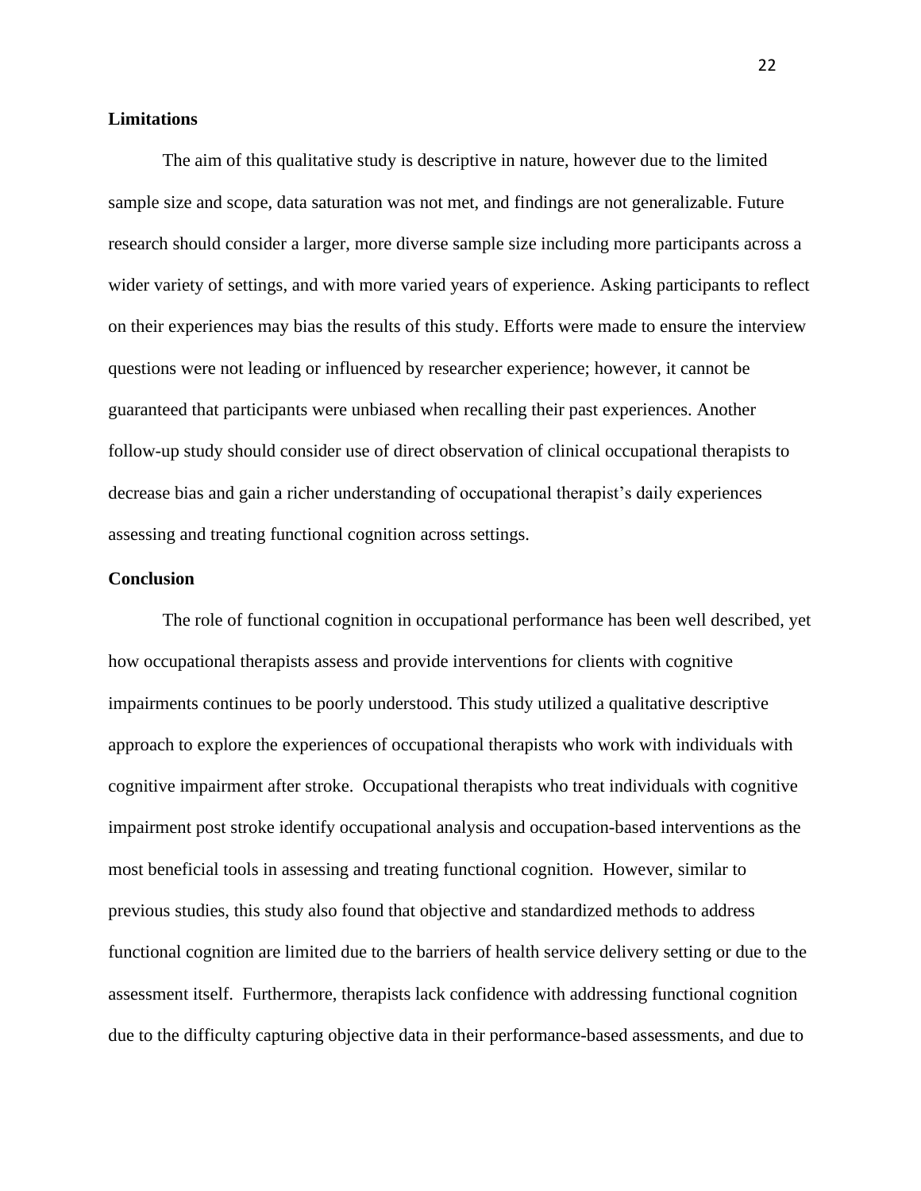**Limitations**

The aim of this qualitative study is descriptive in nature, however due to the limited sample size and scope, data saturation was not met, and findings are not generalizable. Future research should consider a larger, more diverse sample size including more participants across a wider variety of settings, and with more varied years of experience. Asking participants to reflect on their experiences may bias the results of this study. Efforts were made to ensure the interview questions were not leading or influenced by researcher experience; however, it cannot be guaranteed that participants were unbiased when recalling their past experiences. Another follow-up study should consider use of direct observation of clinical occupational therapists to decrease bias and gain a richer understanding of occupational therapist's daily experiences assessing and treating functional cognition across settings.

**Conclusion**

The role of functional cognition in occupational performance has been well described, yet how occupational therapists assess and provide interventions for clients with cognitive impairments continues to be poorly understood. This study utilized a qualitative descriptive approach to explore the experiences of occupational therapists who work with individuals with cognitive impairment after stroke. Occupational therapists who treat individuals with cognitive impairment post stroke identify occupational analysis and occupation-based interventions as the most beneficial tools in assessing and treating functional cognition. However, similar to previous studies, this study also found that objective and standardized methods to address functional cognition are limited due to the barriers of health service delivery setting or due to the assessment itself. Furthermore, therapists lack confidence with addressing functional cognition due to the difficulty capturing objective data in their performance-based assessments, and due to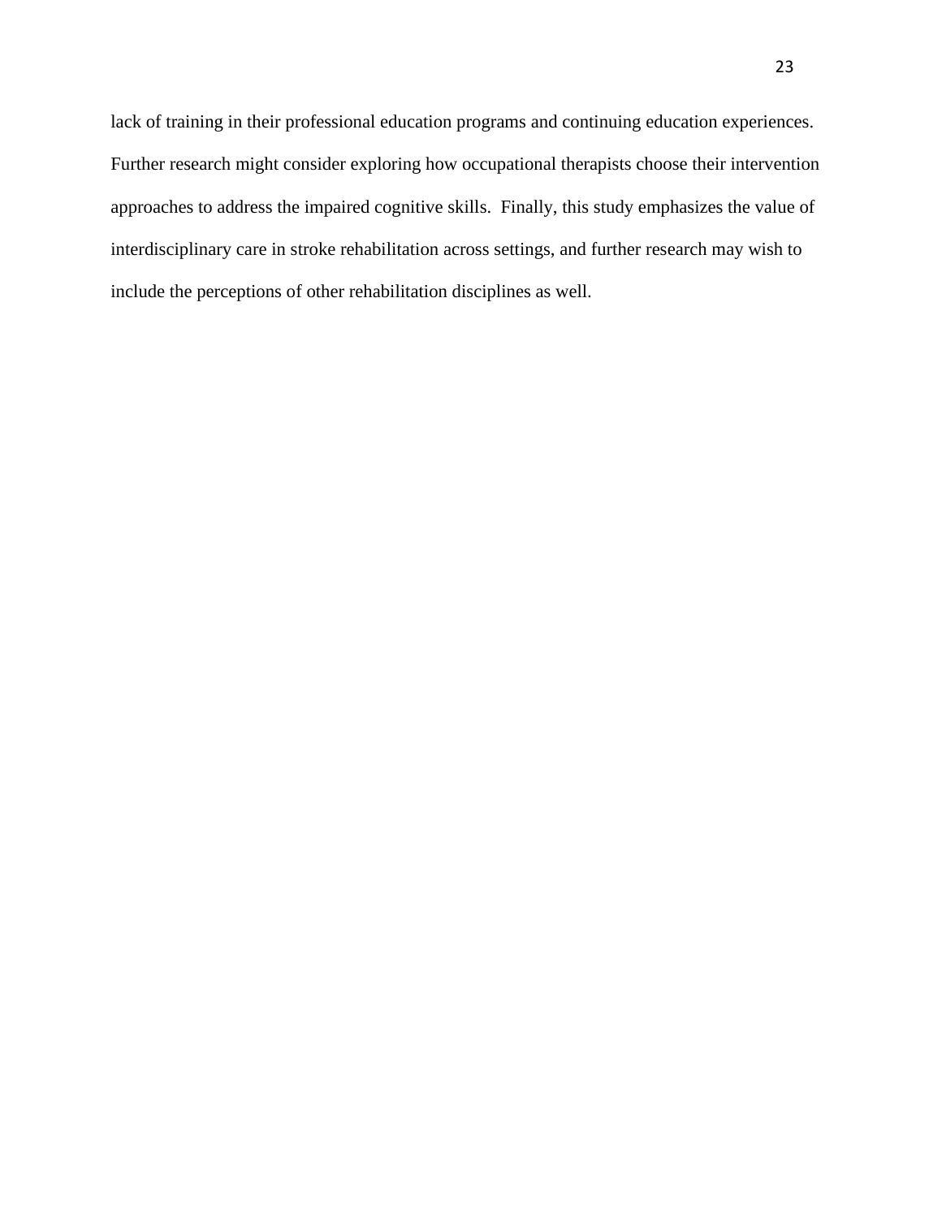lack of training in their professional education programs and continuing education experiences. Further research might consider exploring how occupational therapists choose their intervention approaches to address the impaired cognitive skills. Finally, this study emphasizes the value of interdisciplinary care in stroke rehabilitation across settings, and further research may wish to include the perceptions of other rehabilitation disciplines as well.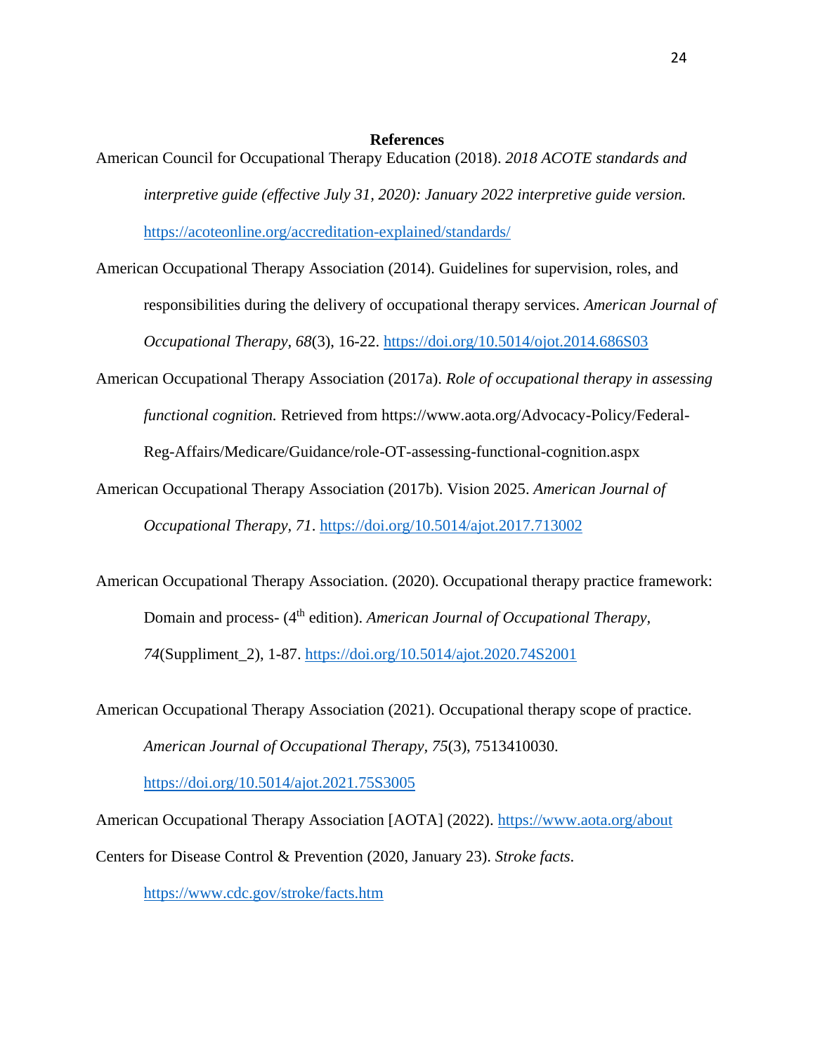# References

American Council for Occupational Therapy Education (2018). *2018 ACOTE standards and interpretive guide (effective July 31, 2020): January 2022 interpretive guide version.* https://acoteonline.org/accreditation-explained/standards/

American Occupational Therapy Association (2014). Guidelines for supervision, roles, and responsibilities during the delivery of occupational therapy services. *American Journal of Occupational Therapy*, *68*(3), 16-22. https://doi.org/10.5014/ojot.2014.686S03

American Occupational Therapy Association (2017a). *Role of occupational therapy in assessing functional cognition.* Retrieved from https://www.aota.org/Advocacy-Policy/Federal-Reg-Affairs/Medicare/Guidance/role-OT-assessing-functional-cognition.aspx

American Occupational Therapy Association (2017b). Vision 2025. *American Journal of Occupational Therapy*, *71*. https://doi.org/10.5014/ajot.2017.713002

American Occupational Therapy Association. (2020). Occupational therapy practice framework: Domain and process- (4th edition). *American Journal of Occupational Therapy*, *74*(Suppliment_2), 1-87. https://doi.org/10.5014/ajot.2020.74S2001

American Occupational Therapy Association (2021). Occupational therapy scope of practice. *American Journal of Occupational Therapy*, *75*(3), 7513410030. https://doi.org/10.5014/ajot.2021.75S3005

American Occupational Therapy Association [AOTA] (2022). https://www.aota.org/about

Centers for Disease Control & Prevention (2020, January 23). *Stroke facts*. https://www.cdc.gov/stroke/facts.htm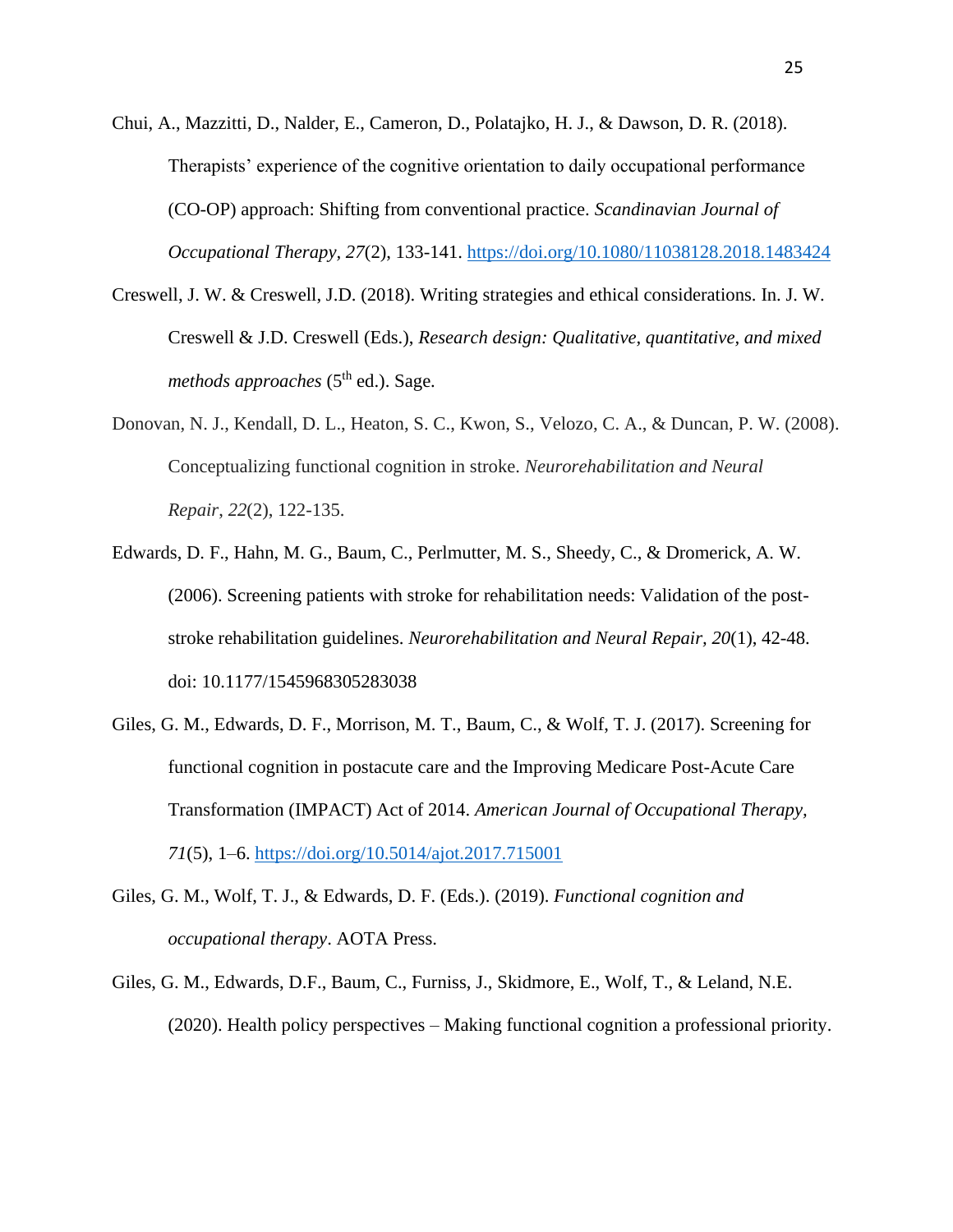Chui, A., Mazzitti, D., Nalder, E., Cameron, D., Polatajko, H. J., & Dawson, D. R. (2018). Therapists' experience of the cognitive orientation to daily occupational performance (CO-OP) approach: Shifting from conventional practice. *Scandinavian Journal of Occupational Therapy, 27*(2), 133-141. https://doi.org/10.1080/11038128.2018.1483424

Creswell, J. W. & Creswell, J.D. (2018). Writing strategies and ethical considerations. In. J. W. Creswell & J.D. Creswell (Eds.), *Research design: Qualitative, quantitative, and mixed methods approaches* (5th ed.). Sage.

Donovan, N. J., Kendall, D. L., Heaton, S. C., Kwon, S., Velozo, C. A., & Duncan, P. W. (2008). Conceptualizing functional cognition in stroke. *Neurorehabilitation and Neural Repair*, *22*(2), 122-135.

Edwards, D. F., Hahn, M. G., Baum, C., Perlmutter, M. S., Sheedy, C., & Dromerick, A. W. (2006). Screening patients with stroke for rehabilitation needs: Validation of the post-stroke rehabilitation guidelines. *Neurorehabilitation and Neural Repair, 20*(1), 42-48. doi: 10.1177/1545968305283038

Giles, G. M., Edwards, D. F., Morrison, M. T., Baum, C., & Wolf, T. J. (2017). Screening for functional cognition in postacute care and the Improving Medicare Post-Acute Care Transformation (IMPACT) Act of 2014. *American Journal of Occupational Therapy, 71*(5), 1–6. https://doi.org/10.5014/ajot.2017.715001

Giles, G. M., Wolf, T. J., & Edwards, D. F. (Eds.). (2019). *Functional cognition and occupational therapy*. AOTA Press.

Giles, G. M., Edwards, D.F., Baum, C., Furniss, J., Skidmore, E., Wolf, T., & Leland, N.E. (2020). Health policy perspectives – Making functional cognition a professional priority.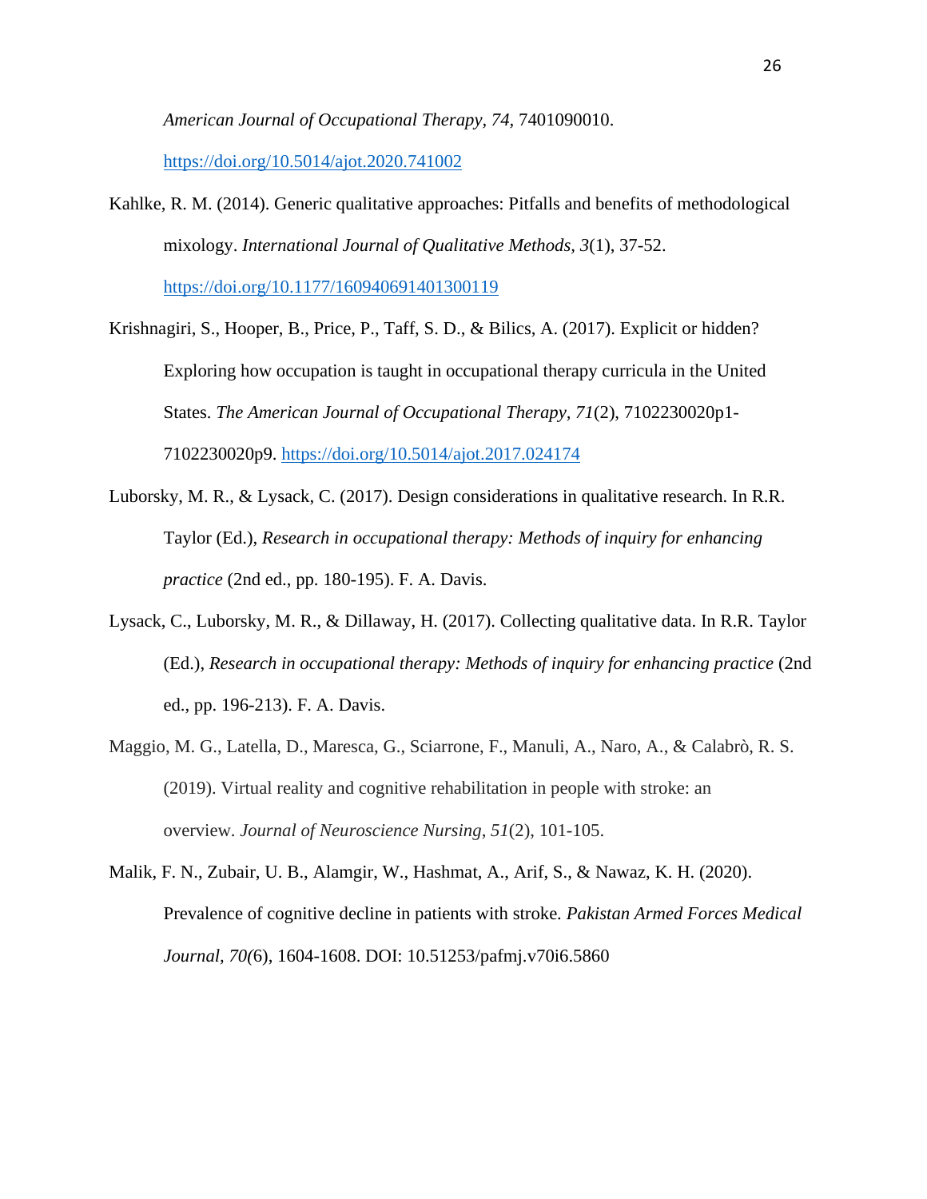*American Journal of Occupational Therapy*, *74*, 7401090010. https://doi.org/10.5014/ajot.2020.741002

Kahlke, R. M. (2014). Generic qualitative approaches: Pitfalls and benefits of methodological mixology. *International Journal of Qualitative Methods, 3*(1), 37-52. https://doi.org/10.1177/160940691401300119

Krishnagiri, S., Hooper, B., Price, P., Taff, S. D., & Bilics, A. (2017). Explicit or hidden? Exploring how occupation is taught in occupational therapy curricula in the United States. *The American Journal of Occupational Therapy, 71*(2), 7102230020p1-7102230020p9. https://doi.org/10.5014/ajot.2017.024174

Luborsky, M. R., & Lysack, C. (2017). Design considerations in qualitative research. In R.R. Taylor (Ed.), *Research in occupational therapy: Methods of inquiry for enhancing practice* (2nd ed., pp. 180-195). F. A. Davis.

Lysack, C., Luborsky, M. R., & Dillaway, H. (2017). Collecting qualitative data. In R.R. Taylor (Ed.), *Research in occupational therapy: Methods of inquiry for enhancing practice* (2nd ed., pp. 196-213). F. A. Davis.

Maggio, M. G., Latella, D., Maresca, G., Sciarrone, F., Manuli, A., Naro, A., & Calabrò, R. S. (2019). Virtual reality and cognitive rehabilitation in people with stroke: an overview. *Journal of Neuroscience Nursing*, *51*(2), 101-105.

Malik, F. N., Zubair, U. B., Alamgir, W., Hashmat, A., Arif, S., & Nawaz, K. H. (2020). Prevalence of cognitive decline in patients with stroke. *Pakistan Armed Forces Medical Journal*, *70(*6), 1604-1608. DOI: 10.51253/pafmj.v70i6.5860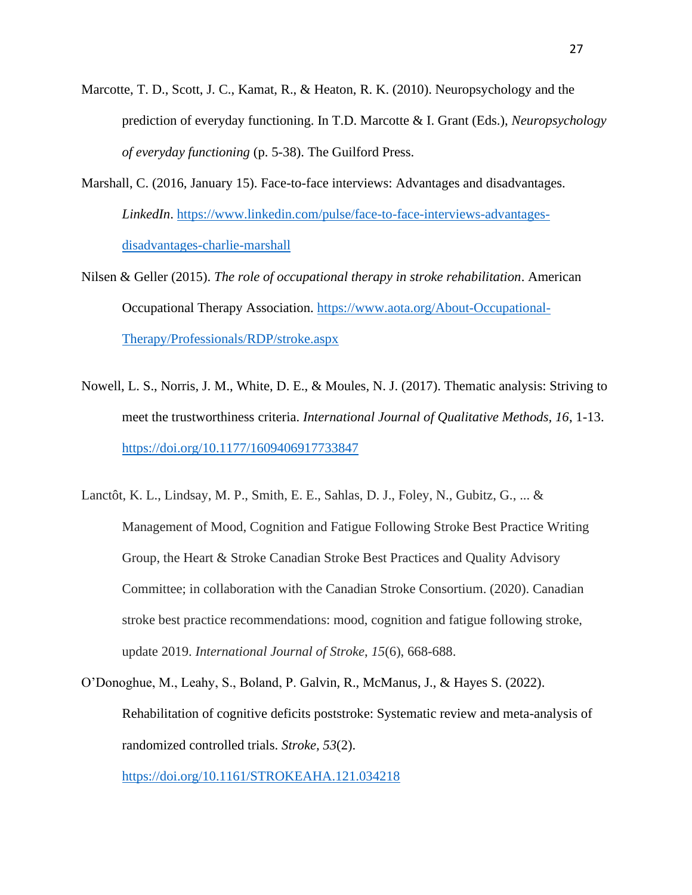Marcotte, T. D., Scott, J. C., Kamat, R., & Heaton, R. K. (2010). Neuropsychology and the prediction of everyday functioning. In T.D. Marcotte & I. Grant (Eds.), *Neuropsychology of everyday functioning* (p. 5-38). The Guilford Press.

Marshall, C. (2016, January 15). Face-to-face interviews: Advantages and disadvantages. *LinkedIn*. https://www.linkedin.com/pulse/face-to-face-interviews-advantages-disadvantages-charlie-marshall

Nilsen & Geller (2015). *The role of occupational therapy in stroke rehabilitation*. American Occupational Therapy Association. https://www.aota.org/About-Occupational-Therapy/Professionals/RDP/stroke.aspx

Nowell, L. S., Norris, J. M., White, D. E., & Moules, N. J. (2017). Thematic analysis: Striving to meet the trustworthiness criteria. *International Journal of Qualitative Methods, 16*, 1-13. https://doi.org/10.1177/1609406917733847

Lanctôt, K. L., Lindsay, M. P., Smith, E. E., Sahlas, D. J., Foley, N., Gubitz, G., ... & Management of Mood, Cognition and Fatigue Following Stroke Best Practice Writing Group, the Heart & Stroke Canadian Stroke Best Practices and Quality Advisory Committee; in collaboration with the Canadian Stroke Consortium. (2020). Canadian stroke best practice recommendations: mood, cognition and fatigue following stroke, update 2019. *International Journal of Stroke*, *15*(6), 668-688.

O'Donoghue, M., Leahy, S., Boland, P. Galvin, R., McManus, J., & Hayes S. (2022). Rehabilitation of cognitive deficits poststroke: Systematic review and meta-analysis of randomized controlled trials. *Stroke, 53*(2). https://doi.org/10.1161/STROKEAHA.121.034218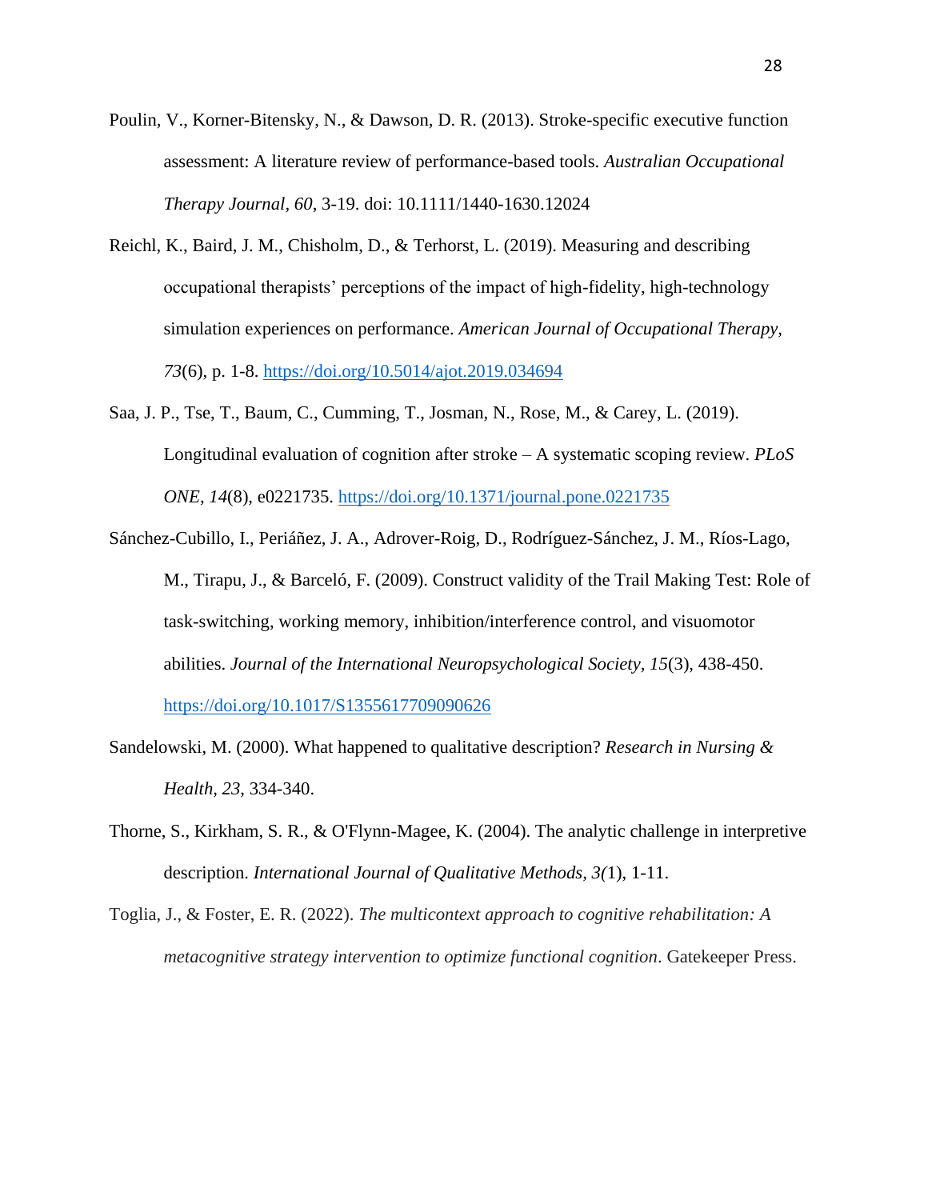Poulin, V., Korner-Bitensky, N., & Dawson, D. R. (2013). Stroke-specific executive function assessment: A literature review of performance-based tools. *Australian Occupational Therapy Journal*, *60*, 3-19. doi: 10.1111/1440-1630.12024

Reichl, K., Baird, J. M., Chisholm, D., & Terhorst, L. (2019). Measuring and describing occupational therapists' perceptions of the impact of high-fidelity, high-technology simulation experiences on performance. *American Journal of Occupational Therapy*, *73*(6), p. 1-8. https://doi.org/10.5014/ajot.2019.034694

Saa, J. P., Tse, T., Baum, C., Cumming, T., Josman, N., Rose, M., & Carey, L. (2019). Longitudinal evaluation of cognition after stroke – A systematic scoping review. *PLoS ONE*, *14*(8), e0221735. https://doi.org/10.1371/journal.pone.0221735

Sánchez-Cubillo, I., Periáñez, J. A., Adrover-Roig, D., Rodríguez-Sánchez, J. M., Ríos-Lago, M., Tirapu, J., & Barceló, F. (2009). Construct validity of the Trail Making Test: Role of task-switching, working memory, inhibition/interference control, and visuomotor abilities. *Journal of the International Neuropsychological Society*, *15*(3), 438-450. https://doi.org/10.1017/S1355617709090626

Sandelowski, M. (2000). What happened to qualitative description? *Research in Nursing & Health*, *23*, 334-340.

Thorne, S., Kirkham, S. R., & O'Flynn-Magee, K. (2004). The analytic challenge in interpretive description. *International Journal of Qualitative Methods, 3*(1), 1-11.

Toglia, J., & Foster, E. R. (2022). *The multicontext approach to cognitive rehabilitation: A metacognitive strategy intervention to optimize functional cognition*. Gatekeeper Press.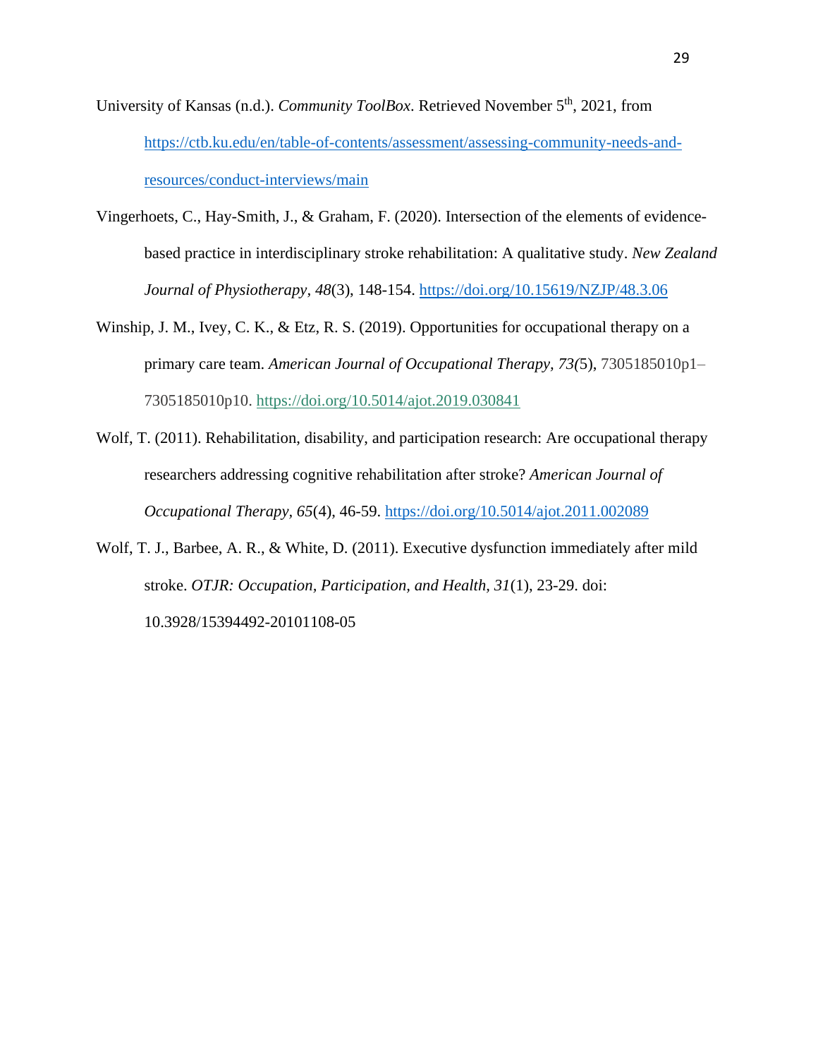University of Kansas (n.d.). *Community ToolBox*. Retrieved November 5th, 2021, from https://ctb.ku.edu/en/table-of-contents/assessment/assessing-community-needs-and-resources/conduct-interviews/main

Vingerhoets, C., Hay-Smith, J., & Graham, F. (2020). Intersection of the elements of evidence-based practice in interdisciplinary stroke rehabilitation: A qualitative study. *New Zealand Journal of Physiotherapy*, *48*(3), 148-154. https://doi.org/10.15619/NZJP/48.3.06

Winship, J. M., Ivey, C. K., & Etz, R. S. (2019). Opportunities for occupational therapy on a primary care team. *American Journal of Occupational Therapy*, *73(*5), 7305185010p1–7305185010p10. https://doi.org/10.5014/ajot.2019.030841

Wolf, T. (2011). Rehabilitation, disability, and participation research: Are occupational therapy researchers addressing cognitive rehabilitation after stroke? *American Journal of Occupational Therapy*, *65*(4), 46-59. https://doi.org/10.5014/ajot.2011.002089

Wolf, T. J., Barbee, A. R., & White, D. (2011). Executive dysfunction immediately after mild stroke. *OTJR: Occupation, Participation, and Health, 31*(1), 23-29. doi: 10.3928/15394492-20101108-05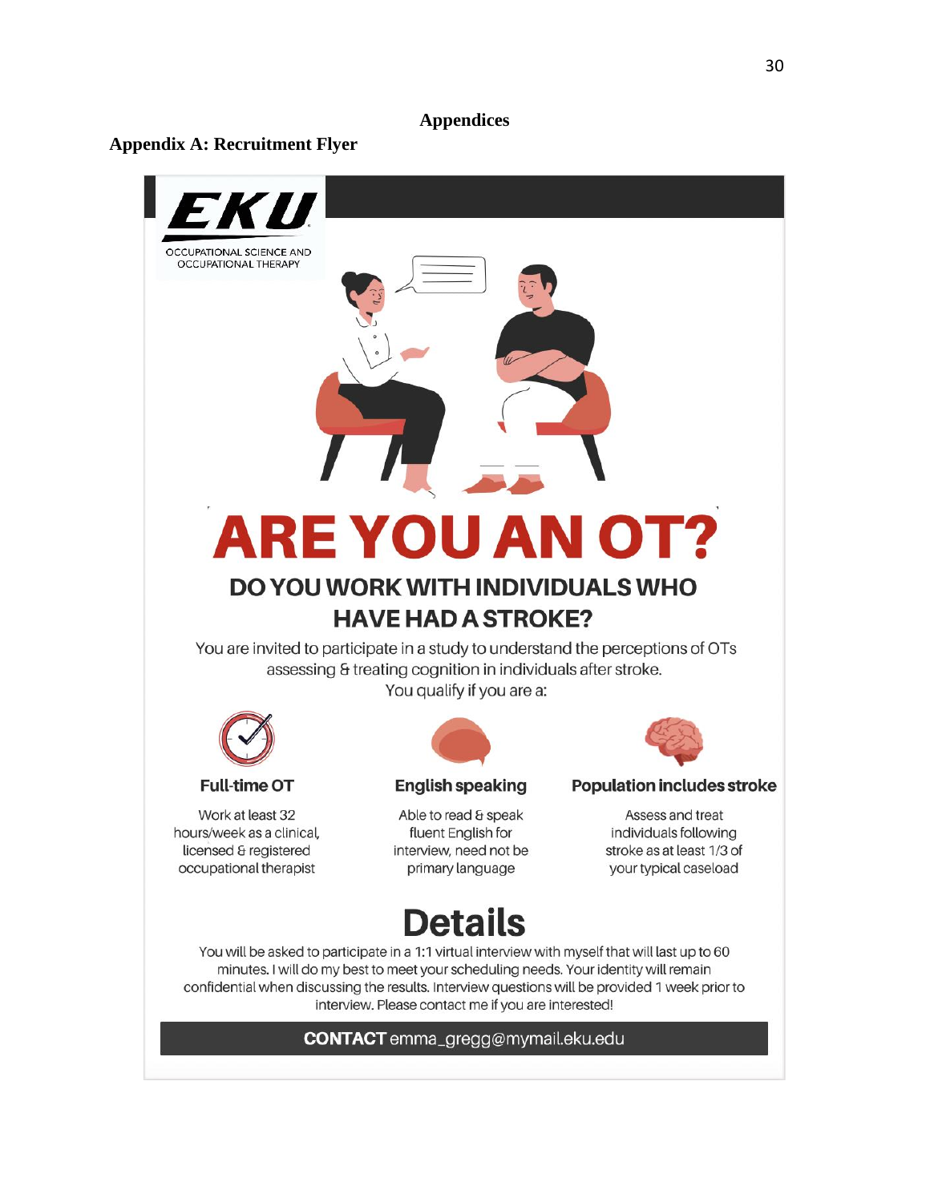# Appendices

## Appendix A: Recruitment Flyer

EKU

OCCUPATIONAL SCIENCE AND OCCUPATIONAL THERAPY

# ARE YOU AN OT?

## DO YOU WORK WITH INDIVIDUALS WHO HAVE HAD A STROKE?

You are invited to participate in a study to understand the perceptions of OTs assessing & treating cognition in individuals after stroke.

You qualify if you are a:

**Full-time OT**

Work at least 32 hours/week as a clinical, licensed & registered occupational therapist

**English speaking**

Able to read & speak fluent English for interview, need not be primary language

**Population includes stroke**

Assess and treat individuals following stroke as at least 1/3 of your typical caseload

## Details

You will be asked to participate in a 1:1 virtual interview with myself that will last up to 60 minutes. I will do my best to meet your scheduling needs. Your identity will remain confidential when discussing the results. Interview questions will be provided 1 week prior to interview. Please contact me if you are interested!

**CONTACT** emma_gregg@mymail.eku.edu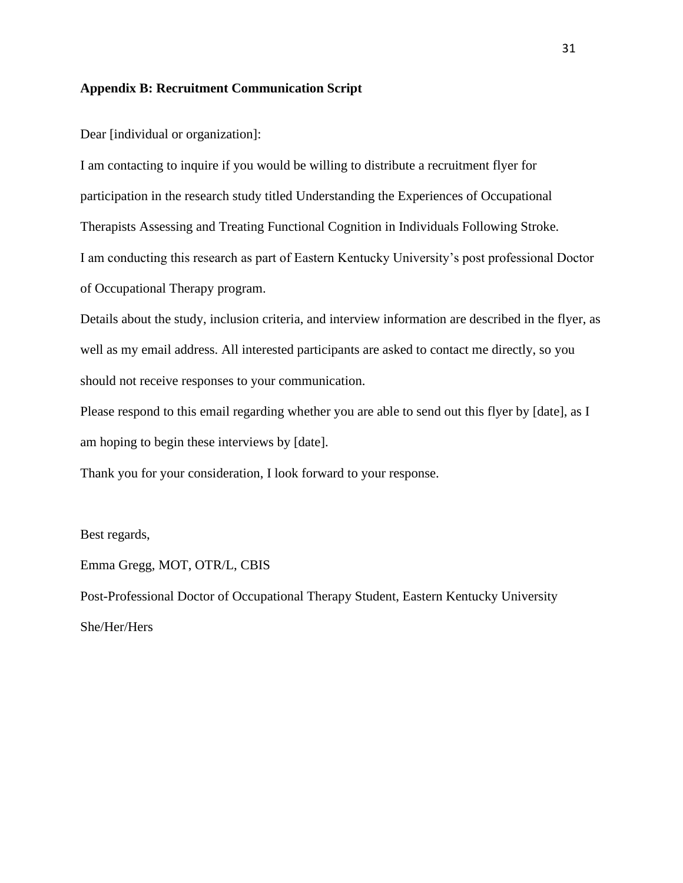**Appendix B: Recruitment Communication Script**

Dear [individual or organization]:

I am contacting to inquire if you would be willing to distribute a recruitment flyer for participation in the research study titled Understanding the Experiences of Occupational Therapists Assessing and Treating Functional Cognition in Individuals Following Stroke.

I am conducting this research as part of Eastern Kentucky University's post professional Doctor of Occupational Therapy program.

Details about the study, inclusion criteria, and interview information are described in the flyer, as well as my email address. All interested participants are asked to contact me directly, so you should not receive responses to your communication.

Please respond to this email regarding whether you are able to send out this flyer by [date], as I am hoping to begin these interviews by [date].

Thank you for your consideration, I look forward to your response.

Best regards,

Emma Gregg, MOT, OTR/L, CBIS

Post-Professional Doctor of Occupational Therapy Student, Eastern Kentucky University

She/Her/Hers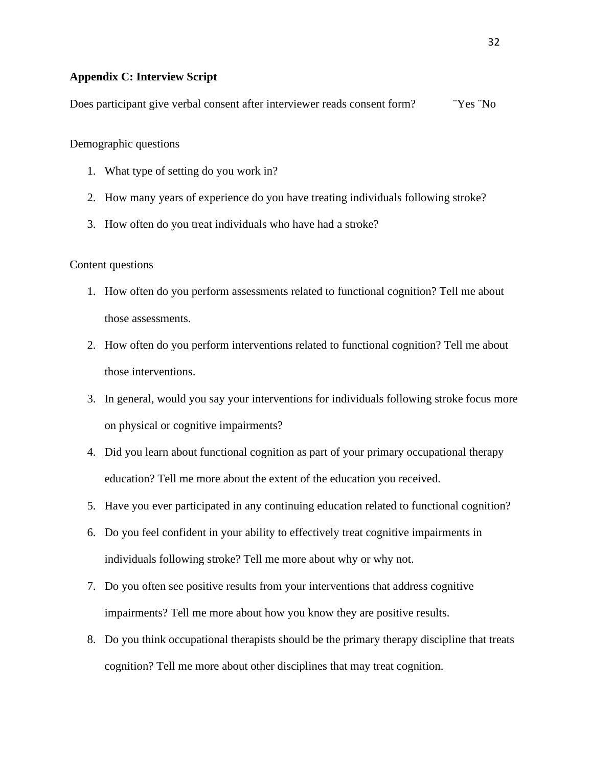**Appendix C: Interview Script**

Does participant give verbal consent after interviewer reads consent form? ¨Yes ¨No

Demographic questions

1. What type of setting do you work in?
2. How many years of experience do you have treating individuals following stroke?
3. How often do you treat individuals who have had a stroke?

Content questions

1. How often do you perform assessments related to functional cognition? Tell me about those assessments.
2. How often do you perform interventions related to functional cognition? Tell me about those interventions.
3. In general, would you say your interventions for individuals following stroke focus more on physical or cognitive impairments?
4. Did you learn about functional cognition as part of your primary occupational therapy education? Tell me more about the extent of the education you received.
5. Have you ever participated in any continuing education related to functional cognition?
6. Do you feel confident in your ability to effectively treat cognitive impairments in individuals following stroke? Tell me more about why or why not.
7. Do you often see positive results from your interventions that address cognitive impairments? Tell me more about how you know they are positive results.
8. Do you think occupational therapists should be the primary therapy discipline that treats cognition? Tell me more about other disciplines that may treat cognition.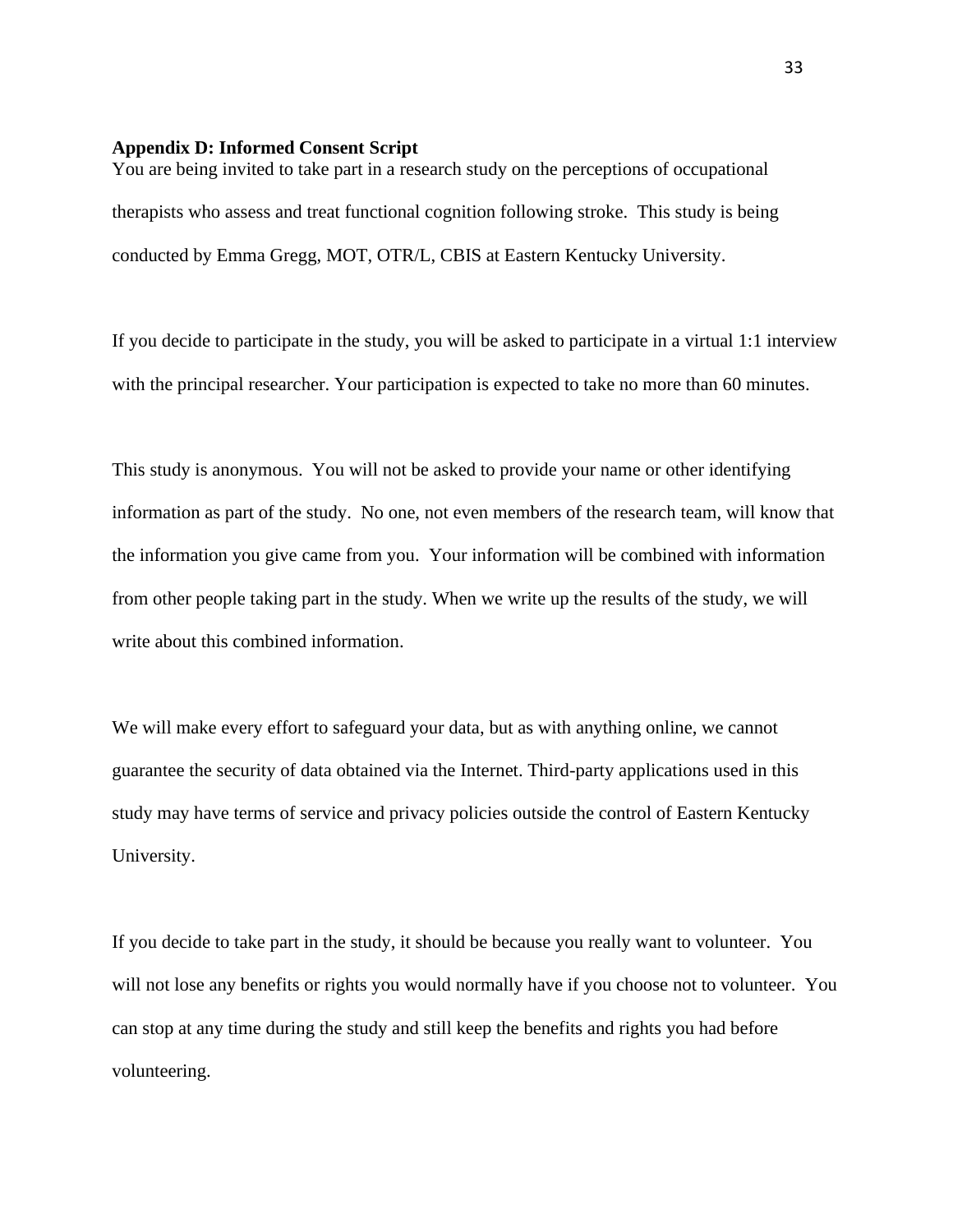**Appendix D: Informed Consent Script**

You are being invited to take part in a research study on the perceptions of occupational therapists who assess and treat functional cognition following stroke. This study is being conducted by Emma Gregg, MOT, OTR/L, CBIS at Eastern Kentucky University.

If you decide to participate in the study, you will be asked to participate in a virtual 1:1 interview with the principal researcher. Your participation is expected to take no more than 60 minutes.

This study is anonymous. You will not be asked to provide your name or other identifying information as part of the study. No one, not even members of the research team, will know that the information you give came from you. Your information will be combined with information from other people taking part in the study. When we write up the results of the study, we will write about this combined information.

We will make every effort to safeguard your data, but as with anything online, we cannot guarantee the security of data obtained via the Internet. Third-party applications used in this study may have terms of service and privacy policies outside the control of Eastern Kentucky University.

If you decide to take part in the study, it should be because you really want to volunteer. You will not lose any benefits or rights you would normally have if you choose not to volunteer. You can stop at any time during the study and still keep the benefits and rights you had before volunteering.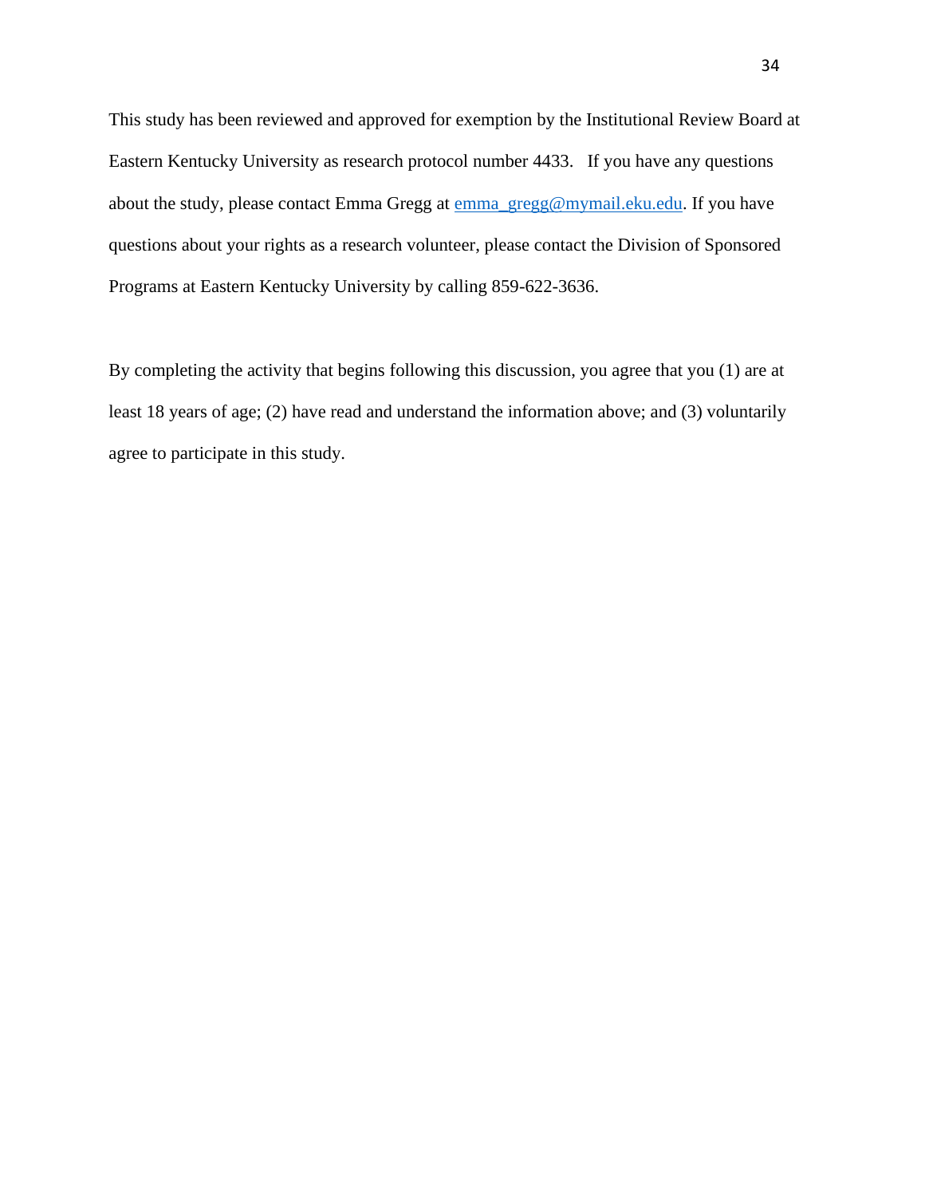This study has been reviewed and approved for exemption by the Institutional Review Board at Eastern Kentucky University as research protocol number 4433. If you have any questions about the study, please contact Emma Gregg at emma_gregg@mymail.eku.edu. If you have questions about your rights as a research volunteer, please contact the Division of Sponsored Programs at Eastern Kentucky University by calling 859-622-3636.

By completing the activity that begins following this discussion, you agree that you (1) are at least 18 years of age; (2) have read and understand the information above; and (3) voluntarily agree to participate in this study.